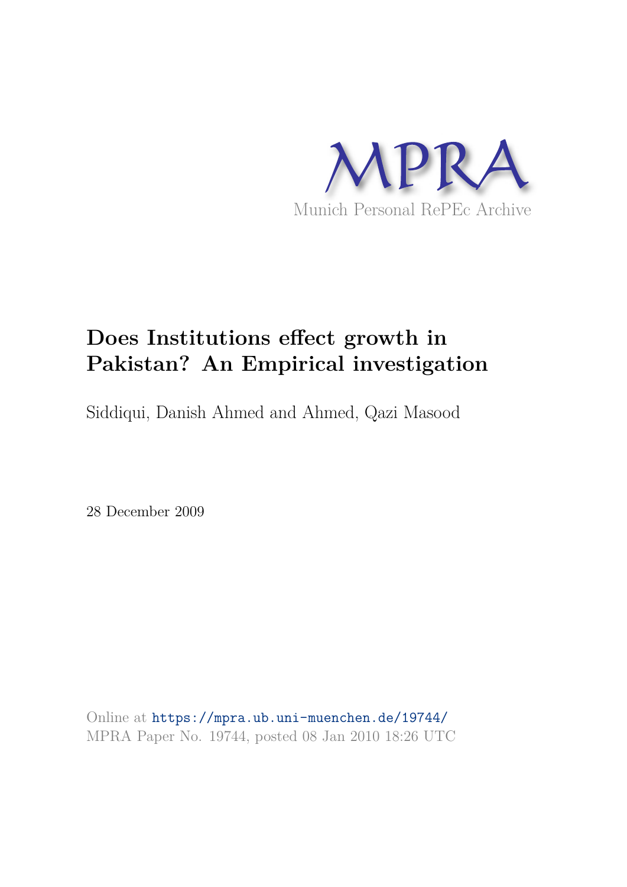MPRA

Munich Personal RePEc Archive

# Does Institutions effect growth in Pakistan? An Empirical investigation

Siddiqui, Danish Ahmed and Ahmed, Qazi Masood

28 December 2009

Online at https://mpra.ub.uni-muenchen.de/19744/
MPRA Paper No. 19744, posted 08 Jan 2010 18:26 UTC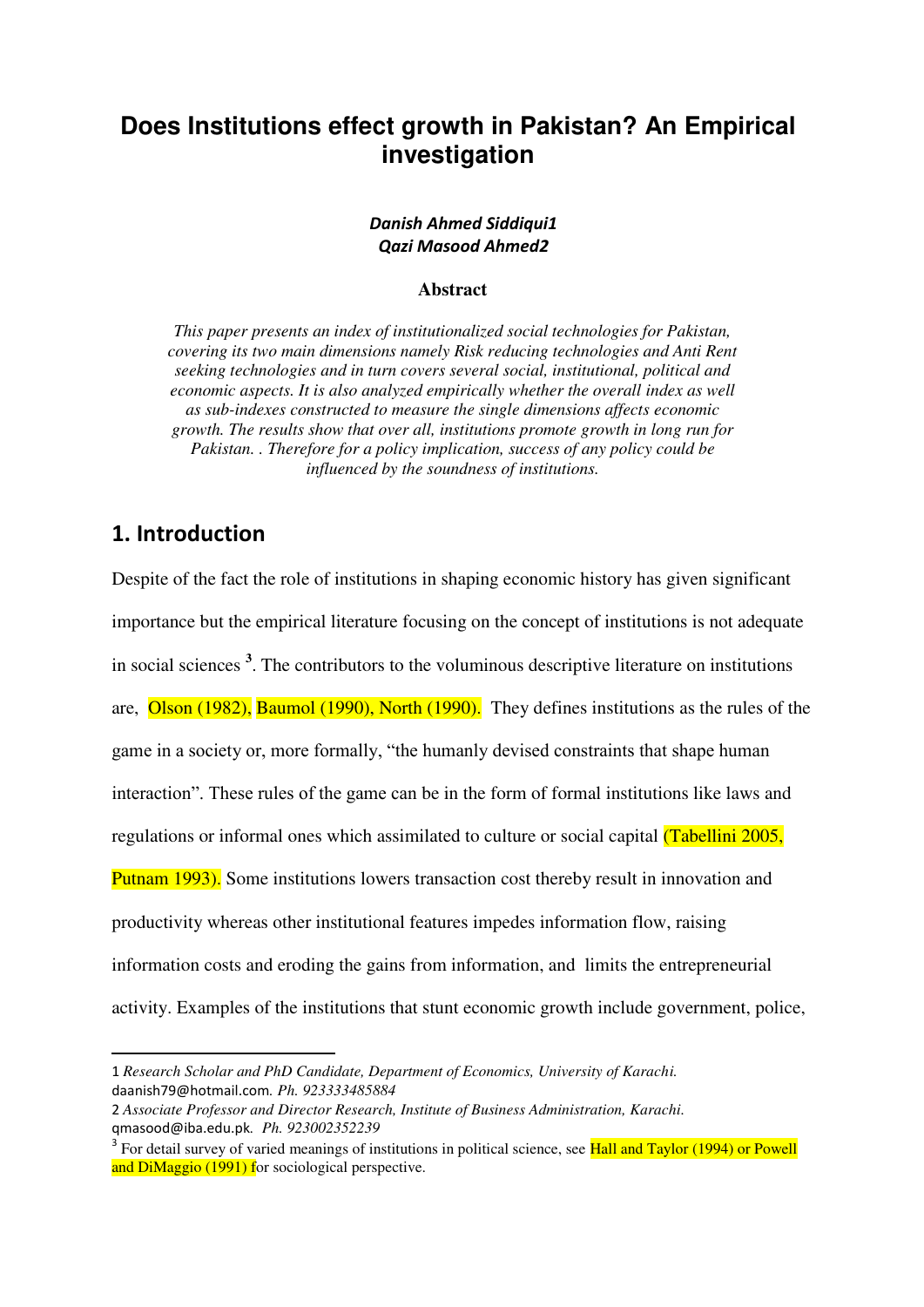# Does Institutions effect growth in Pakistan? An Empirical investigation

***Danish Ahmed Siddiqui1***
***Qazi Masood Ahmed2***

**Abstract**

*This paper presents an index of institutionalized social technologies for Pakistan, covering its two main dimensions namely Risk reducing technologies and Anti Rent seeking technologies and in turn covers several social, institutional, political and economic aspects. It is also analyzed empirically whether the overall index as well as sub-indexes constructed to measure the single dimensions affects economic growth. The results show that over all, institutions promote growth in long run for Pakistan. . Therefore for a policy implication, success of any policy could be influenced by the soundness of institutions.*

## 1. Introduction

Despite of the fact the role of institutions in shaping economic history has given significant importance but the empirical literature focusing on the concept of institutions is not adequate in social sciences [3]. The contributors to the voluminous descriptive literature on institutions are, Olson (1982), Baumol (1990), North (1990). They defines institutions as the rules of the game in a society or, more formally, "the humanly devised constraints that shape human interaction". These rules of the game can be in the form of formal institutions like laws and regulations or informal ones which assimilated to culture or social capital (Tabellini 2005, Putnam 1993). Some institutions lowers transaction cost thereby result in innovation and productivity whereas other institutional features impedes information flow, raising information costs and eroding the gains from information, and limits the entrepreneurial activity. Examples of the institutions that stunt economic growth include government, police,

---

1 *Research Scholar and PhD Candidate, Department of Economics, University of Karachi.* daanish79@hotmail.com. *Ph. 923333485884*

2 *Associate Professor and Director Research, Institute of Business Administration, Karachi.* qmasood@iba.edu.pk. *Ph. 923002352239*

3 For detail survey of varied meanings of institutions in political science, see Hall and Taylor (1994) or Powell and DiMaggio (1991) for sociological perspective.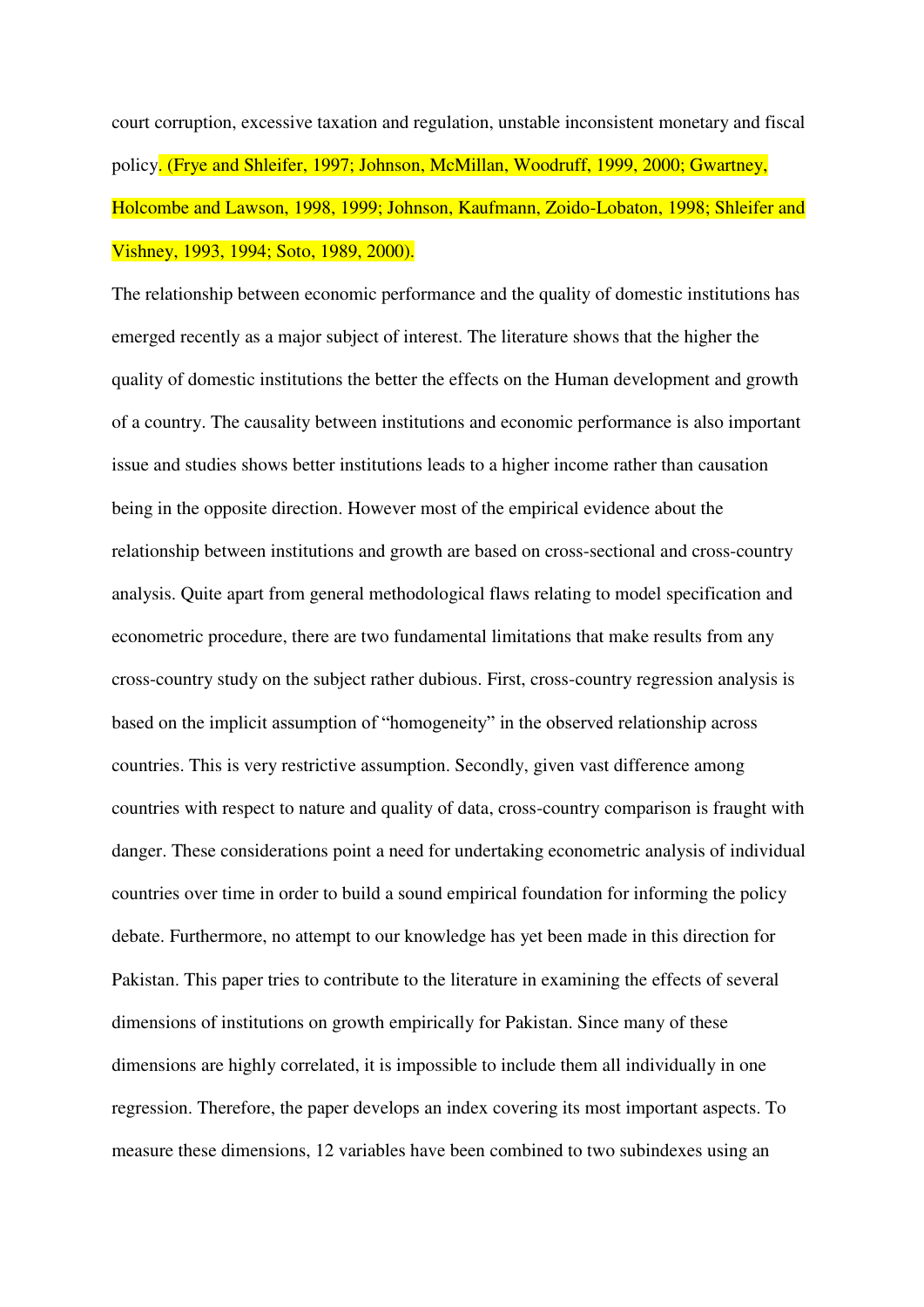court corruption, excessive taxation and regulation, unstable inconsistent monetary and fiscal policy. (Frye and Shleifer, 1997; Johnson, McMillan, Woodruff, 1999, 2000; Gwartney, Holcombe and Lawson, 1998, 1999; Johnson, Kaufmann, Zoido-Lobaton, 1998; Shleifer and Vishney, 1993, 1994; Soto, 1989, 2000).

The relationship between economic performance and the quality of domestic institutions has emerged recently as a major subject of interest. The literature shows that the higher the quality of domestic institutions the better the effects on the Human development and growth of a country. The causality between institutions and economic performance is also important issue and studies shows better institutions leads to a higher income rather than causation being in the opposite direction. However most of the empirical evidence about the relationship between institutions and growth are based on cross-sectional and cross-country analysis. Quite apart from general methodological flaws relating to model specification and econometric procedure, there are two fundamental limitations that make results from any cross-country study on the subject rather dubious. First, cross-country regression analysis is based on the implicit assumption of "homogeneity" in the observed relationship across countries. This is very restrictive assumption. Secondly, given vast difference among countries with respect to nature and quality of data, cross-country comparison is fraught with danger. These considerations point a need for undertaking econometric analysis of individual countries over time in order to build a sound empirical foundation for informing the policy debate. Furthermore, no attempt to our knowledge has yet been made in this direction for Pakistan. This paper tries to contribute to the literature in examining the effects of several dimensions of institutions on growth empirically for Pakistan. Since many of these dimensions are highly correlated, it is impossible to include them all individually in one regression. Therefore, the paper develops an index covering its most important aspects. To measure these dimensions, 12 variables have been combined to two subindexes using an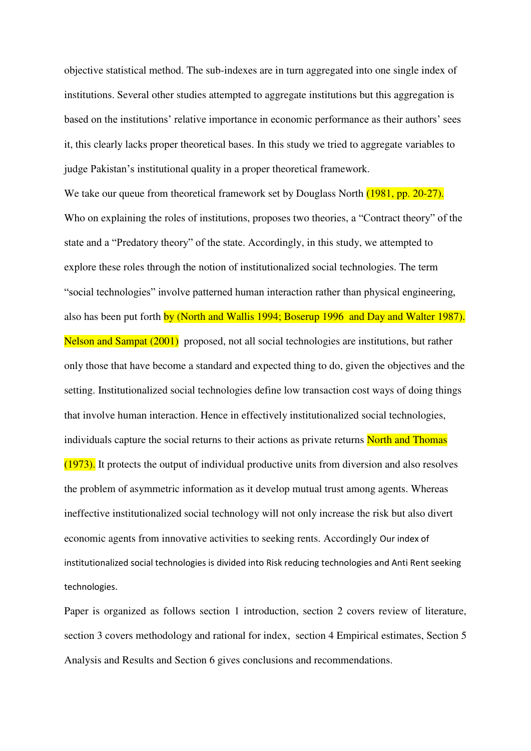objective statistical method. The sub-indexes are in turn aggregated into one single index of institutions. Several other studies attempted to aggregate institutions but this aggregation is based on the institutions' relative importance in economic performance as their authors' sees it, this clearly lacks proper theoretical bases. In this study we tried to aggregate variables to judge Pakistan's institutional quality in a proper theoretical framework.

We take our queue from theoretical framework set by Douglass North (1981, pp. 20-27). Who on explaining the roles of institutions, proposes two theories, a "Contract theory" of the state and a "Predatory theory" of the state. Accordingly, in this study, we attempted to explore these roles through the notion of institutionalized social technologies. The term "social technologies" involve patterned human interaction rather than physical engineering, also has been put forth by (North and Wallis 1994; Boserup 1996 and Day and Walter 1987). Nelson and Sampat (2001) proposed, not all social technologies are institutions, but rather only those that have become a standard and expected thing to do, given the objectives and the setting. Institutionalized social technologies define low transaction cost ways of doing things that involve human interaction. Hence in effectively institutionalized social technologies, individuals capture the social returns to their actions as private returns North and Thomas (1973). It protects the output of individual productive units from diversion and also resolves the problem of asymmetric information as it develop mutual trust among agents. Whereas ineffective institutionalized social technology will not only increase the risk but also divert economic agents from innovative activities to seeking rents. Accordingly Our index of institutionalized social technologies is divided into Risk reducing technologies and Anti Rent seeking technologies.

Paper is organized as follows section 1 introduction, section 2 covers review of literature, section 3 covers methodology and rational for index, section 4 Empirical estimates, Section 5 Analysis and Results and Section 6 gives conclusions and recommendations.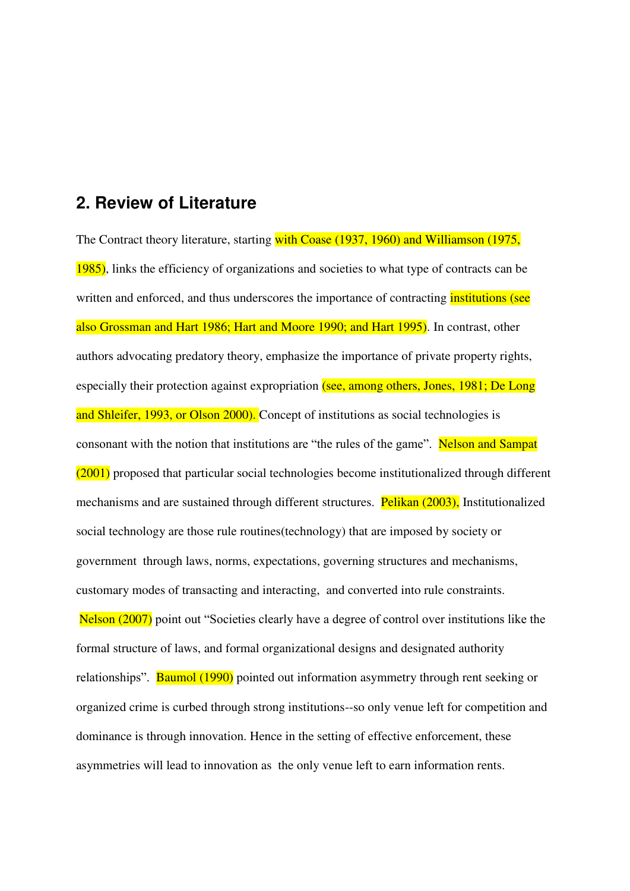## 2. Review of Literature

The Contract theory literature, starting with Coase (1937, 1960) and Williamson (1975, 1985), links the efficiency of organizations and societies to what type of contracts can be written and enforced, and thus underscores the importance of contracting institutions (see also Grossman and Hart 1986; Hart and Moore 1990; and Hart 1995). In contrast, other authors advocating predatory theory, emphasize the importance of private property rights, especially their protection against expropriation (see, among others, Jones, 1981; De Long and Shleifer, 1993, or Olson 2000). Concept of institutions as social technologies is consonant with the notion that institutions are "the rules of the game". Nelson and Sampat (2001) proposed that particular social technologies become institutionalized through different mechanisms and are sustained through different structures. Pelikan (2003), Institutionalized social technology are those rule routines(technology) that are imposed by society or government through laws, norms, expectations, governing structures and mechanisms, customary modes of transacting and interacting, and converted into rule constraints. Nelson (2007) point out "Societies clearly have a degree of control over institutions like the formal structure of laws, and formal organizational designs and designated authority relationships". Baumol (1990) pointed out information asymmetry through rent seeking or organized crime is curbed through strong institutions--so only venue left for competition and dominance is through innovation. Hence in the setting of effective enforcement, these asymmetries will lead to innovation as the only venue left to earn information rents.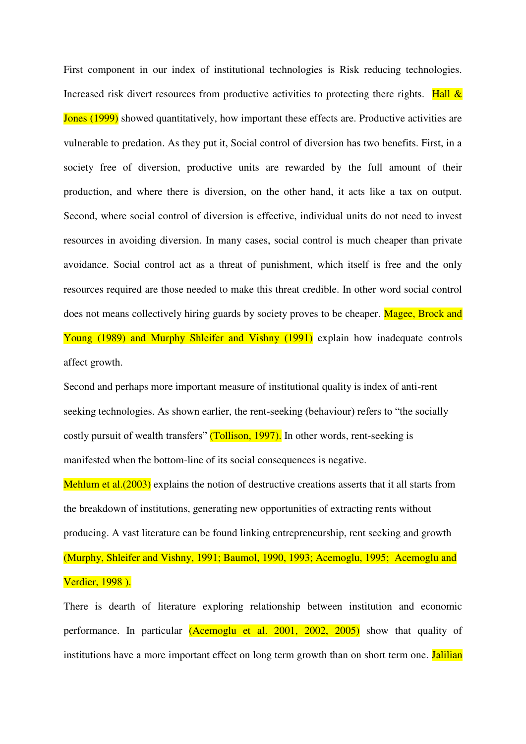First component in our index of institutional technologies is Risk reducing technologies. Increased risk divert resources from productive activities to protecting there rights. Hall & Jones (1999) showed quantitatively, how important these effects are. Productive activities are vulnerable to predation. As they put it, Social control of diversion has two benefits. First, in a society free of diversion, productive units are rewarded by the full amount of their production, and where there is diversion, on the other hand, it acts like a tax on output. Second, where social control of diversion is effective, individual units do not need to invest resources in avoiding diversion. In many cases, social control is much cheaper than private avoidance. Social control act as a threat of punishment, which itself is free and the only resources required are those needed to make this threat credible. In other word social control does not means collectively hiring guards by society proves to be cheaper. Magee, Brock and Young (1989) and Murphy Shleifer and Vishny (1991) explain how inadequate controls affect growth.

Second and perhaps more important measure of institutional quality is index of anti-rent seeking technologies. As shown earlier, the rent-seeking (behaviour) refers to "the socially costly pursuit of wealth transfers" (Tollison, 1997). In other words, rent-seeking is manifested when the bottom-line of its social consequences is negative.

Mehlum et al.(2003) explains the notion of destructive creations asserts that it all starts from the breakdown of institutions, generating new opportunities of extracting rents without producing. A vast literature can be found linking entrepreneurship, rent seeking and growth (Murphy, Shleifer and Vishny, 1991; Baumol, 1990, 1993; Acemoglu, 1995; Acemoglu and Verdier, 1998 ).

There is dearth of literature exploring relationship between institution and economic performance. In particular (Acemoglu et al. 2001, 2002, 2005) show that quality of institutions have a more important effect on long term growth than on short term one. Jalilian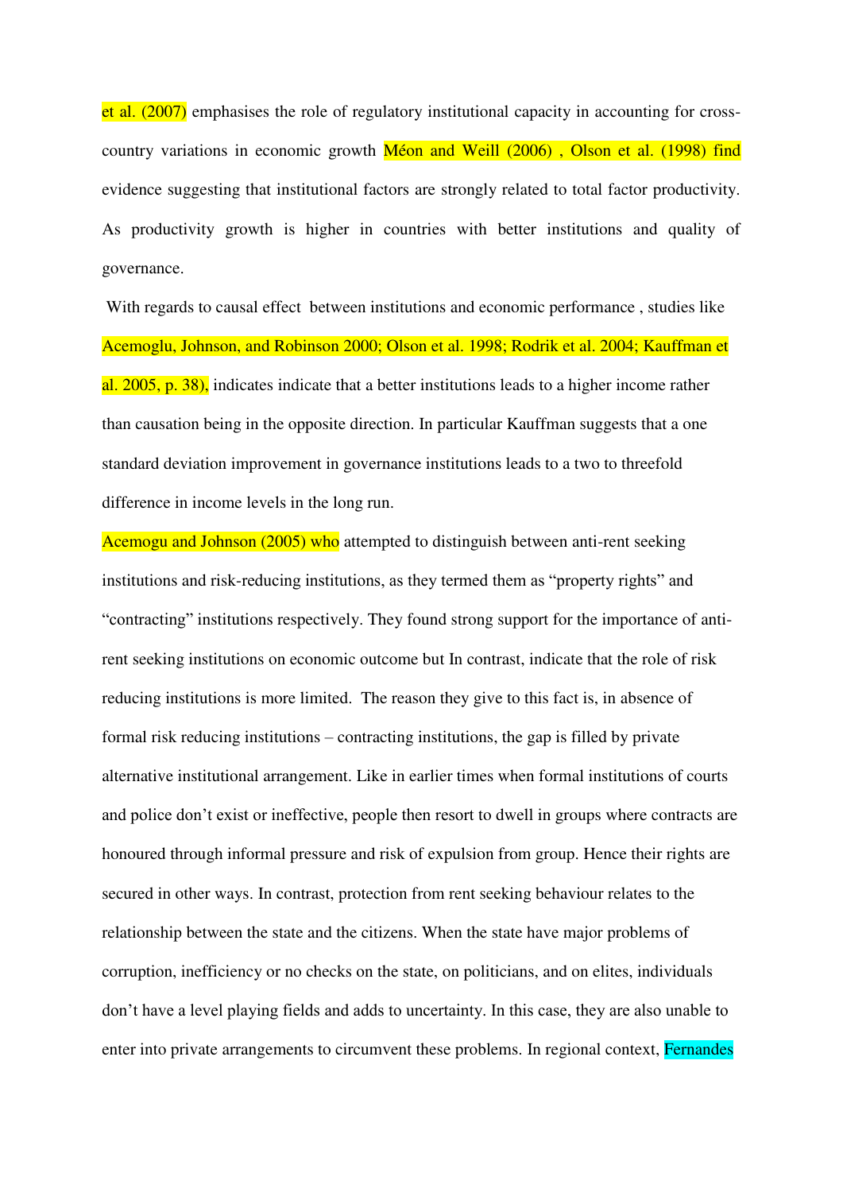et al. (2007) emphasises the role of regulatory institutional capacity in accounting for cross-country variations in economic growth Méon and Weill (2006) , Olson et al. (1998) find evidence suggesting that institutional factors are strongly related to total factor productivity. As productivity growth is higher in countries with better institutions and quality of governance.

With regards to causal effect between institutions and economic performance , studies like Acemoglu, Johnson, and Robinson 2000; Olson et al. 1998; Rodrik et al. 2004; Kauffman et al. 2005, p. 38), indicates indicate that a better institutions leads to a higher income rather than causation being in the opposite direction. In particular Kauffman suggests that a one standard deviation improvement in governance institutions leads to a two to threefold difference in income levels in the long run.

Acemogu and Johnson (2005) who attempted to distinguish between anti-rent seeking institutions and risk-reducing institutions, as they termed them as "property rights" and "contracting" institutions respectively. They found strong support for the importance of anti-rent seeking institutions on economic outcome but In contrast, indicate that the role of risk reducing institutions is more limited. The reason they give to this fact is, in absence of formal risk reducing institutions – contracting institutions, the gap is filled by private alternative institutional arrangement. Like in earlier times when formal institutions of courts and police don't exist or ineffective, people then resort to dwell in groups where contracts are honoured through informal pressure and risk of expulsion from group. Hence their rights are secured in other ways. In contrast, protection from rent seeking behaviour relates to the relationship between the state and the citizens. When the state have major problems of corruption, inefficiency or no checks on the state, on politicians, and on elites, individuals don't have a level playing fields and adds to uncertainty. In this case, they are also unable to enter into private arrangements to circumvent these problems. In regional context, Fernandes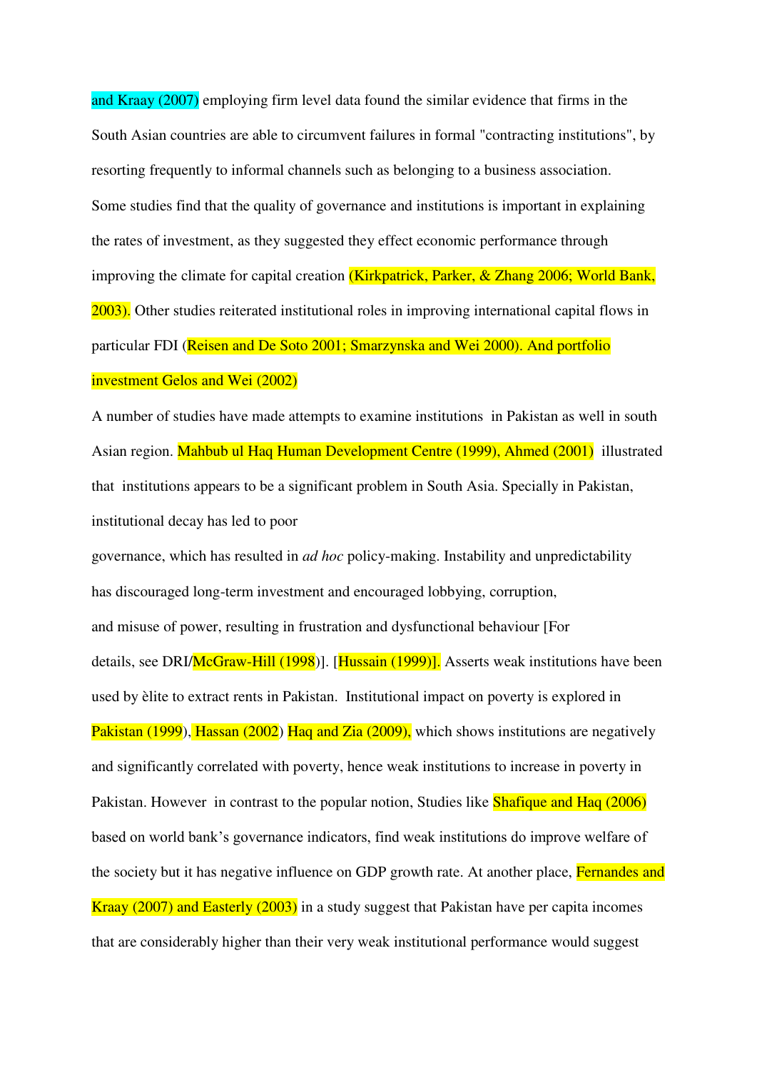and Kraay (2007) employing firm level data found the similar evidence that firms in the South Asian countries are able to circumvent failures in formal "contracting institutions", by resorting frequently to informal channels such as belonging to a business association. Some studies find that the quality of governance and institutions is important in explaining the rates of investment, as they suggested they effect economic performance through improving the climate for capital creation (Kirkpatrick, Parker, & Zhang 2006; World Bank, 2003). Other studies reiterated institutional roles in improving international capital flows in particular FDI (Reisen and De Soto 2001; Smarzynska and Wei 2000). And portfolio investment Gelos and Wei (2002)

A number of studies have made attempts to examine institutions in Pakistan as well in south Asian region. Mahbub ul Haq Human Development Centre (1999), Ahmed (2001) illustrated that institutions appears to be a significant problem in South Asia. Specially in Pakistan, institutional decay has led to poor governance, which has resulted in *ad hoc* policy-making. Instability and unpredictability has discouraged long-term investment and encouraged lobbying, corruption, and misuse of power, resulting in frustration and dysfunctional behaviour [For details, see DRI/McGraw-Hill (1998)]. [Hussain (1999)]. Asserts weak institutions have been used by èlite to extract rents in Pakistan. Institutional impact on poverty is explored in Pakistan (1999), Hassan (2002) Haq and Zia (2009), which shows institutions are negatively and significantly correlated with poverty, hence weak institutions to increase in poverty in Pakistan. However in contrast to the popular notion, Studies like Shafique and Haq (2006) based on world bank's governance indicators, find weak institutions do improve welfare of the society but it has negative influence on GDP growth rate. At another place, Fernandes and Kraay (2007) and Easterly (2003) in a study suggest that Pakistan have per capita incomes that are considerably higher than their very weak institutional performance would suggest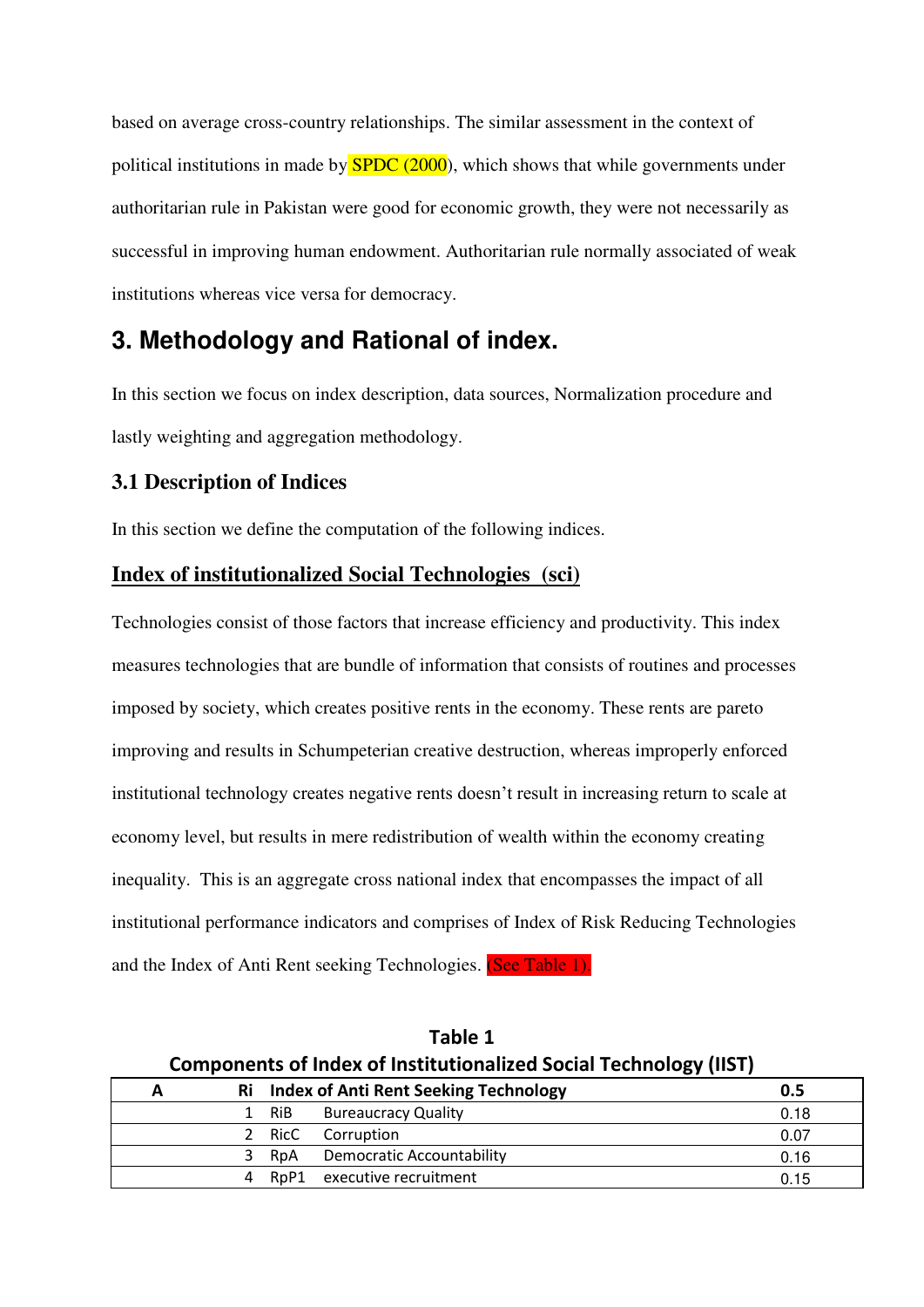based on average cross-country relationships. The similar assessment in the context of political institutions in made by SPDC (2000), which shows that while governments under authoritarian rule in Pakistan were good for economic growth, they were not necessarily as successful in improving human endowment. Authoritarian rule normally associated of weak institutions whereas vice versa for democracy.

## 3. Methodology and Rational of index.

In this section we focus on index description, data sources, Normalization procedure and lastly weighting and aggregation methodology.

### 3.1 Description of Indices

In this section we define the computation of the following indices.

**Index of institutionalized Social Technologies (sci)**

Technologies consist of those factors that increase efficiency and productivity. This index measures technologies that are bundle of information that consists of routines and processes imposed by society, which creates positive rents in the economy. These rents are pareto improving and results in Schumpeterian creative destruction, whereas improperly enforced institutional technology creates negative rents doesn't result in increasing return to scale at economy level, but results in mere redistribution of wealth within the economy creating inequality. This is an aggregate cross national index that encompasses the impact of all institutional performance indicators and comprises of Index of Risk Reducing Technologies and the Index of Anti Rent seeking Technologies. (See Table 1).

**Table 1**
**Components of Index of Institutionalized Social Technology (IIST)**

| A | Ri | Index of Anti Rent Seeking Technology | | 0.5 |
|---|---|---|---|---|
| | 1 | RiB | Bureaucracy Quality | 0.18 |
| | 2 | RicC | Corruption | 0.07 |
| | 3 | RpA | Democratic Accountability | 0.16 |
| | 4 | RpP1 | executive recruitment | 0.15 |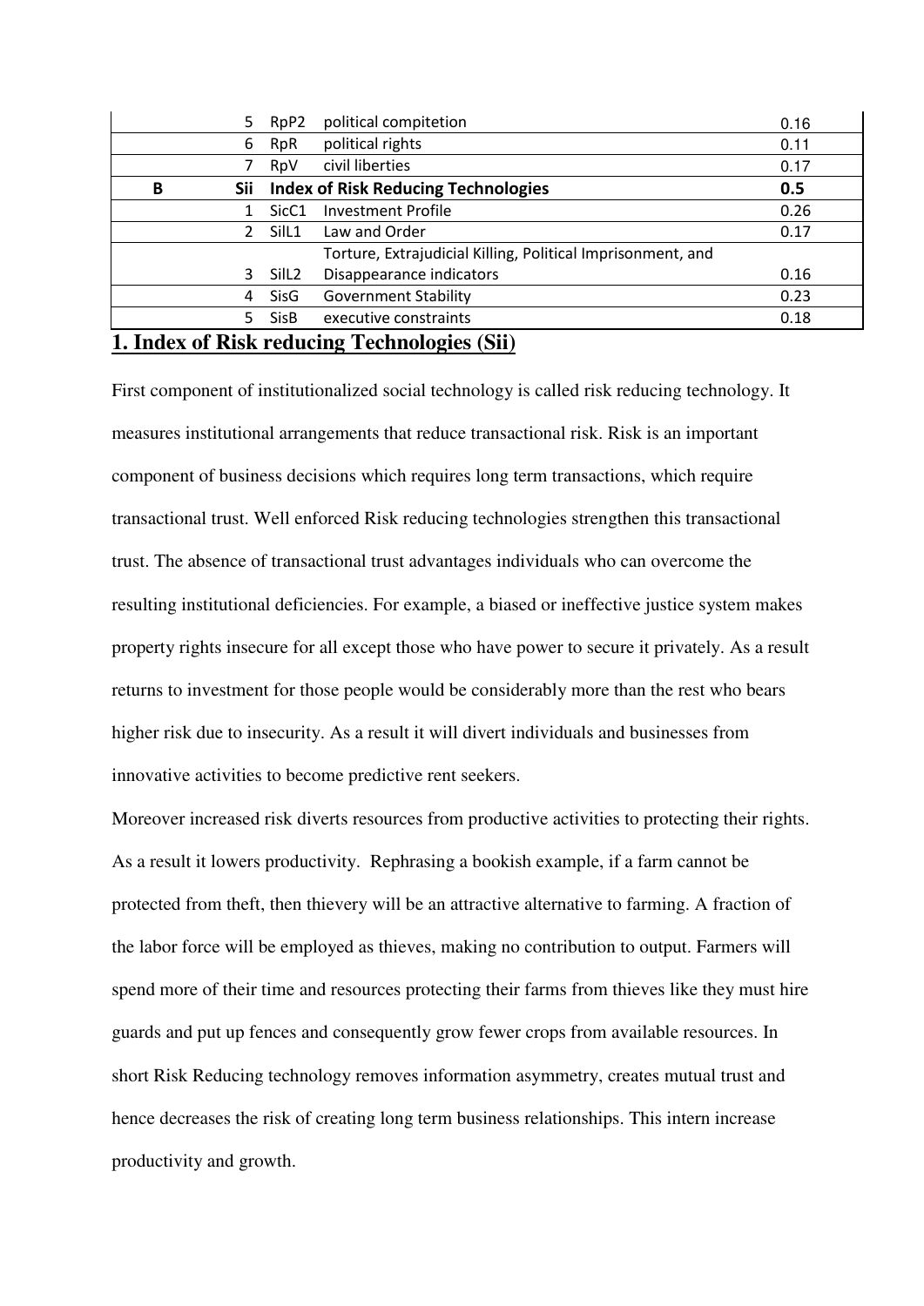|  |  |  |  |  |
|---|---|---|---|---|
|  | 5 | RpP2 | political compitetion | 0.16 |
|  | 6 | RpR | political rights | 0.11 |
|  | 7 | RpV | civil liberties | 0.17 |
| **B** | **Sii** | **Index of Risk Reducing Technologies** |  | **0.5** |
|  | 1 | SicC1 | Investment Profile | 0.26 |
|  | 2 | SilL1 | Law and Order | 0.17 |
|  | 3 | SilL2 | Torture, Extrajudicial Killing, Political Imprisonment, and Disappearance indicators | 0.16 |
|  | 4 | SisG | Government Stability | 0.23 |
|  | 5 | SisB | executive constraints | 0.18 |

## 1. Index of Risk reducing Technologies (Sii)

First component of institutionalized social technology is called risk reducing technology. It measures institutional arrangements that reduce transactional risk. Risk is an important component of business decisions which requires long term transactions, which require transactional trust. Well enforced Risk reducing technologies strengthen this transactional trust. The absence of transactional trust advantages individuals who can overcome the resulting institutional deficiencies. For example, a biased or ineffective justice system makes property rights insecure for all except those who have power to secure it privately. As a result returns to investment for those people would be considerably more than the rest who bears higher risk due to insecurity. As a result it will divert individuals and businesses from innovative activities to become predictive rent seekers.

Moreover increased risk diverts resources from productive activities to protecting their rights. As a result it lowers productivity. Rephrasing a bookish example, if a farm cannot be protected from theft, then thievery will be an attractive alternative to farming. A fraction of the labor force will be employed as thieves, making no contribution to output. Farmers will spend more of their time and resources protecting their farms from thieves like they must hire guards and put up fences and consequently grow fewer crops from available resources. In short Risk Reducing technology removes information asymmetry, creates mutual trust and hence decreases the risk of creating long term business relationships. This intern increase productivity and growth.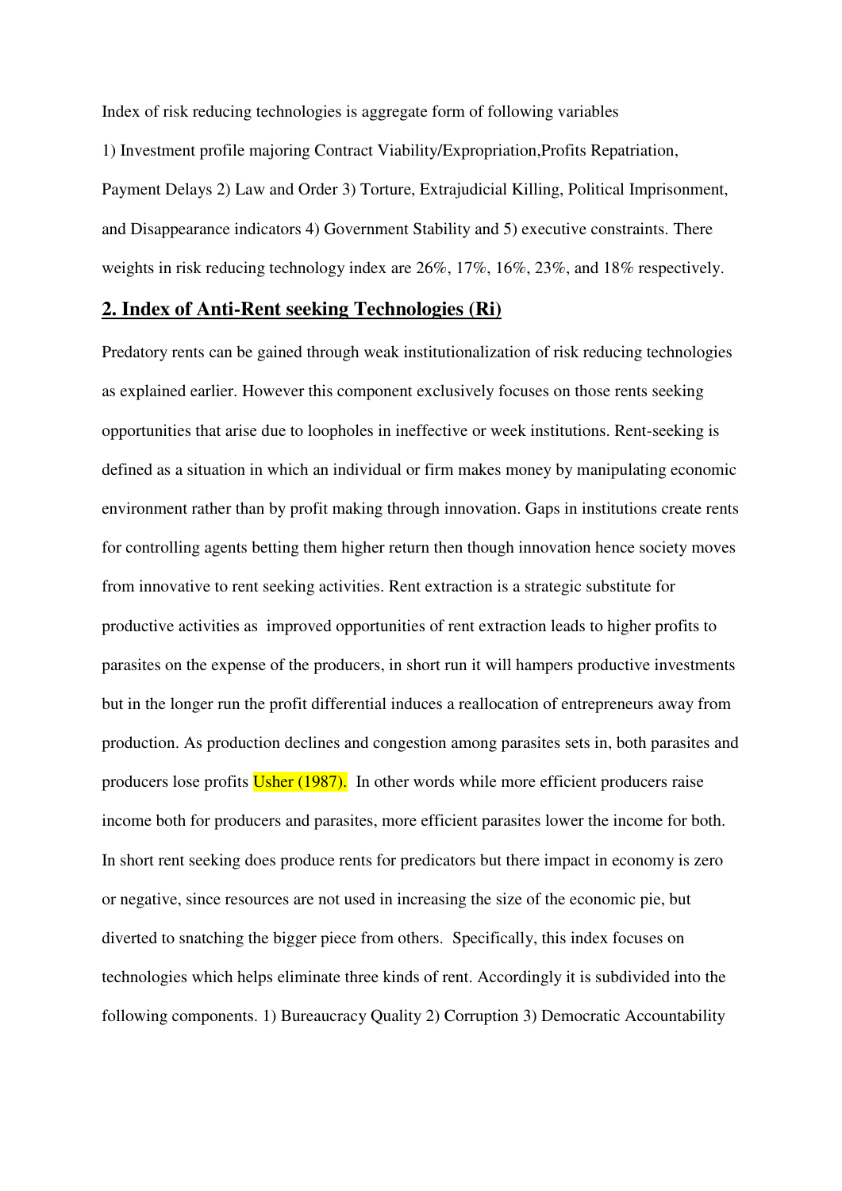Index of risk reducing technologies is aggregate form of following variables

1) Investment profile majoring Contract Viability/Expropriation,Profits Repatriation, Payment Delays 2) Law and Order 3) Torture, Extrajudicial Killing, Political Imprisonment, and Disappearance indicators 4) Government Stability and 5) executive constraints. There weights in risk reducing technology index are 26%, 17%, 16%, 23%, and 18% respectively.

## 2. Index of Anti-Rent seeking Technologies (Ri)

Predatory rents can be gained through weak institutionalization of risk reducing technologies as explained earlier. However this component exclusively focuses on those rents seeking opportunities that arise due to loopholes in ineffective or week institutions. Rent-seeking is defined as a situation in which an individual or firm makes money by manipulating economic environment rather than by profit making through innovation. Gaps in institutions create rents for controlling agents betting them higher return then though innovation hence society moves from innovative to rent seeking activities. Rent extraction is a strategic substitute for productive activities as improved opportunities of rent extraction leads to higher profits to parasites on the expense of the producers, in short run it will hampers productive investments but in the longer run the profit differential induces a reallocation of entrepreneurs away from production. As production declines and congestion among parasites sets in, both parasites and producers lose profits Usher (1987). In other words while more efficient producers raise income both for producers and parasites, more efficient parasites lower the income for both. In short rent seeking does produce rents for predicators but there impact in economy is zero or negative, since resources are not used in increasing the size of the economic pie, but diverted to snatching the bigger piece from others. Specifically, this index focuses on technologies which helps eliminate three kinds of rent. Accordingly it is subdivided into the following components. 1) Bureaucracy Quality 2) Corruption 3) Democratic Accountability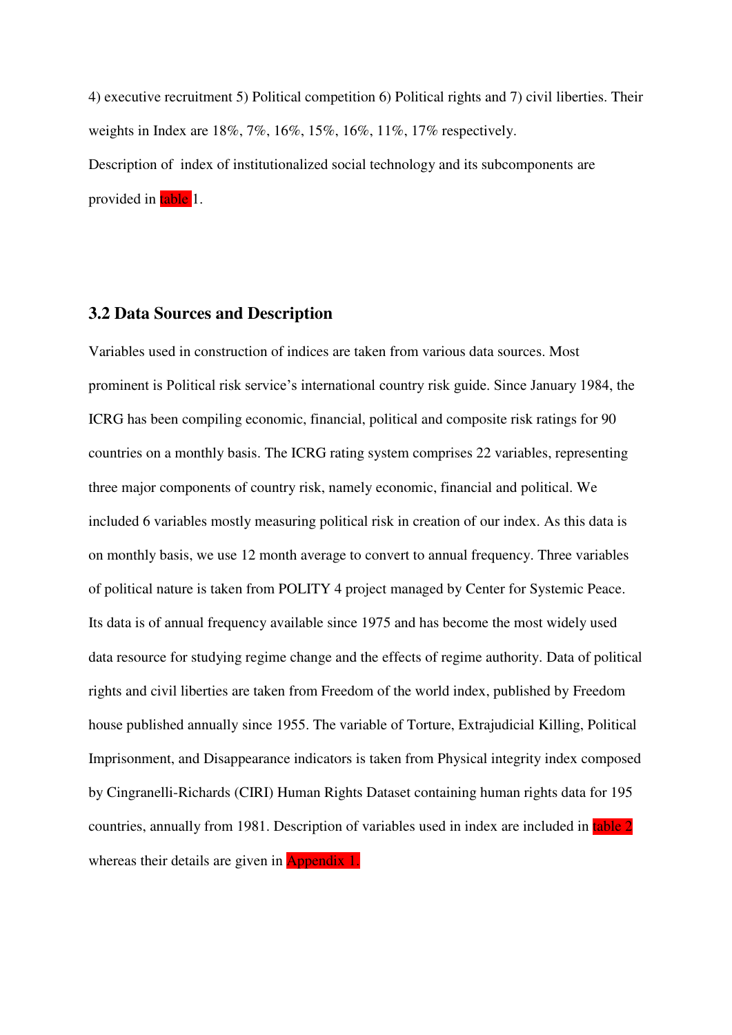4) executive recruitment 5) Political competition 6) Political rights and 7) civil liberties. Their weights in Index are 18%, 7%, 16%, 15%, 16%, 11%, 17% respectively.

Description of index of institutionalized social technology and its subcomponents are provided in table 1.

### 3.2 Data Sources and Description

Variables used in construction of indices are taken from various data sources. Most prominent is Political risk service's international country risk guide. Since January 1984, the ICRG has been compiling economic, financial, political and composite risk ratings for 90 countries on a monthly basis. The ICRG rating system comprises 22 variables, representing three major components of country risk, namely economic, financial and political. We included 6 variables mostly measuring political risk in creation of our index. As this data is on monthly basis, we use 12 month average to convert to annual frequency. Three variables of political nature is taken from POLITY 4 project managed by Center for Systemic Peace. Its data is of annual frequency available since 1975 and has become the most widely used data resource for studying regime change and the effects of regime authority. Data of political rights and civil liberties are taken from Freedom of the world index, published by Freedom house published annually since 1955. The variable of Torture, Extrajudicial Killing, Political Imprisonment, and Disappearance indicators is taken from Physical integrity index composed by Cingranelli-Richards (CIRI) Human Rights Dataset containing human rights data for 195 countries, annually from 1981. Description of variables used in index are included in table 2 whereas their details are given in Appendix 1.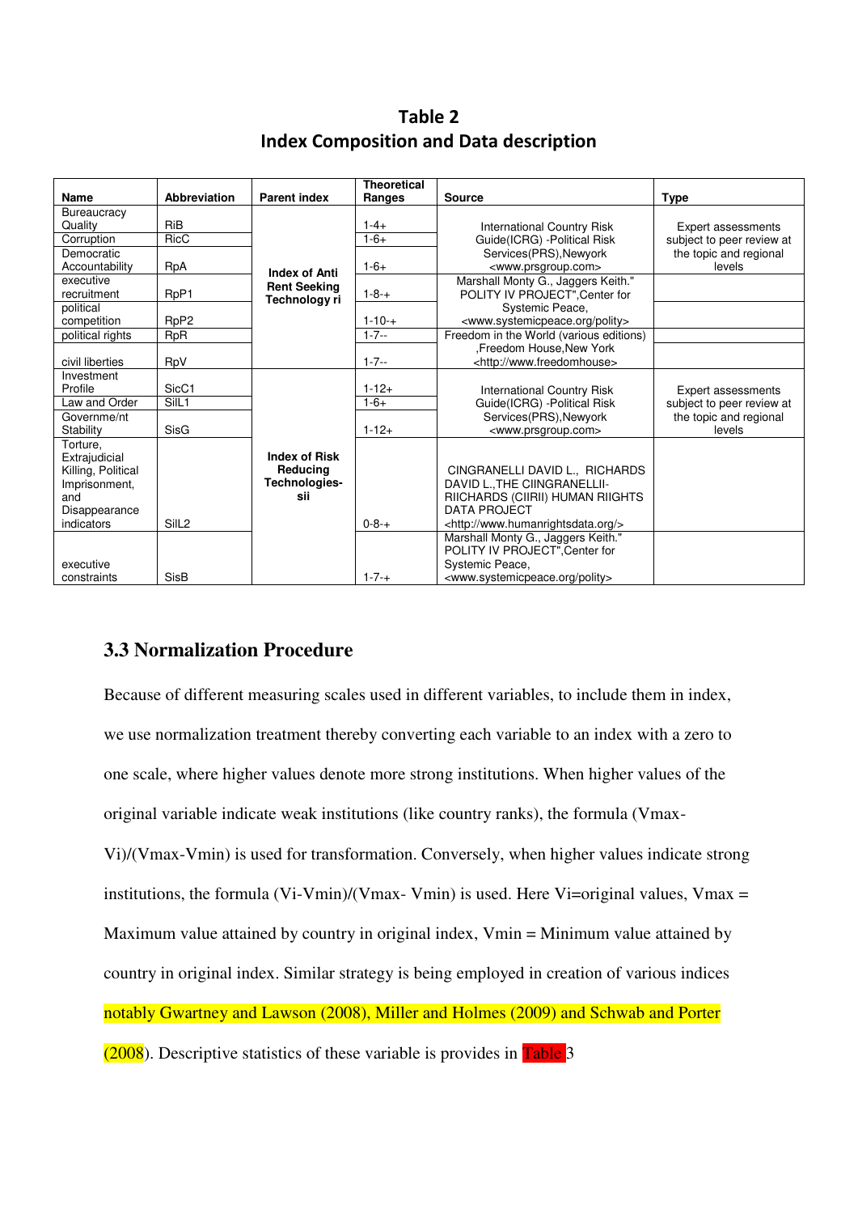**Table 2**
**Index Composition and Data description**

| Name | Abbreviation | Parent index | Theoretical Ranges | Source | Type |
|---|---|---|---|---|---|
| Bureaucracy Quality | RiB | Index of Anti Rent Seeking Technology ri | 1-4+ | International Country Risk Guide(ICRG) -Political Risk Services(PRS),Newyork <www.prsgroup.com> | Expert assessments subject to peer review at the topic and regional levels |
| Corruption | RicC | | 1-6+ | | |
| Democratic Accountability | RpA | | 1-6+ | | |
| executive recruitment | RpP1 | | 1-8-+ | Marshall Monty G., Jaggers Keith." POLITY IV PROJECT",Center for Systemic Peace, <www.systemicpeace.org/polity> | |
| political competition | RpP2 | | 1-10-+ | | |
| political rights | RpR | | 1-7-- | Freedom in the World (various editions) ,Freedom House,New York <http://www.freedomhouse> | |
| civil liberties | RpV | | 1-7-- | | |
| Investment Profile | SicC1 | Index of Risk Reducing Technologies-sii | 1-12+ | International Country Risk Guide(ICRG) -Political Risk Services(PRS),Newyork <www.prsgroup.com> | Expert assessments subject to peer review at the topic and regional levels |
| Law and Order | SilL1 | | 1-6+ | | |
| Governme/nt Stability | SisG | | 1-12+ | | |
| Torture, Extrajudicial Killing, Political Imprisonment, and Disappearance indicators | SilL2 | | 0-8-+ | CINGRANELLI DAVID L., RICHARDS DAVID L.,THE CIINGRANELLII-RIICHARDS (CIIRII) HUMAN RIIGHTS DATA PROJECT <http://www.humanrightsdata.org/> | |
| executive constraints | SisB | | 1-7-+ | Marshall Monty G., Jaggers Keith." POLITY IV PROJECT",Center for Systemic Peace, <www.systemicpeace.org/polity> | |

## 3.3 Normalization Procedure

Because of different measuring scales used in different variables, to include them in index, we use normalization treatment thereby converting each variable to an index with a zero to one scale, where higher values denote more strong institutions. When higher values of the original variable indicate weak institutions (like country ranks), the formula (Vmax-Vi)/(Vmax-Vmin) is used for transformation. Conversely, when higher values indicate strong institutions, the formula (Vi-Vmin)/(Vmax- Vmin) is used. Here Vi=original values, Vmax = Maximum value attained by country in original index, Vmin = Minimum value attained by country in original index. Similar strategy is being employed in creation of various indices notably Gwartney and Lawson (2008), Miller and Holmes (2009) and Schwab and Porter (2008). Descriptive statistics of these variable is provides in Table 3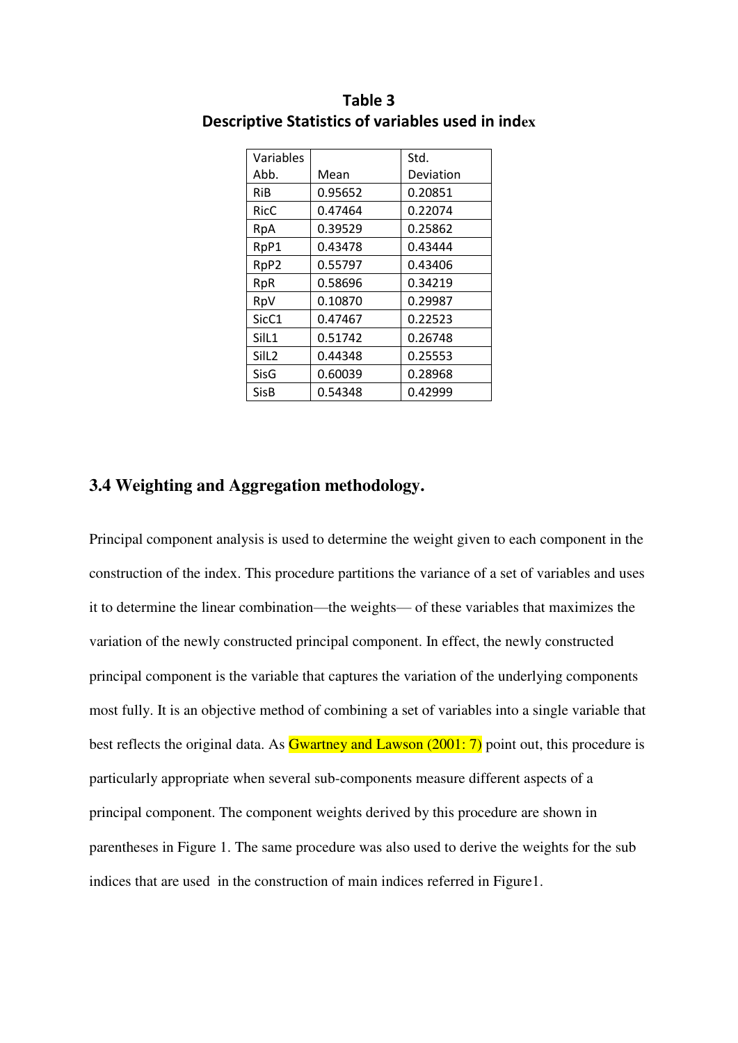**Table 3**
**Descriptive Statistics of variables used in index**

| Variables Abb. | Mean | Std. Deviation |
|---|---|---|
| RiB | 0.95652 | 0.20851 |
| RicC | 0.47464 | 0.22074 |
| RpA | 0.39529 | 0.25862 |
| RpP1 | 0.43478 | 0.43444 |
| RpP2 | 0.55797 | 0.43406 |
| RpR | 0.58696 | 0.34219 |
| RpV | 0.10870 | 0.29987 |
| SicC1 | 0.47467 | 0.22523 |
| SilL1 | 0.51742 | 0.26748 |
| SilL2 | 0.44348 | 0.25553 |
| SisG | 0.60039 | 0.28968 |
| SisB | 0.54348 | 0.42999 |

### 3.4 Weighting and Aggregation methodology.

Principal component analysis is used to determine the weight given to each component in the construction of the index. This procedure partitions the variance of a set of variables and uses it to determine the linear combination—the weights— of these variables that maximizes the variation of the newly constructed principal component. In effect, the newly constructed principal component is the variable that captures the variation of the underlying components most fully. It is an objective method of combining a set of variables into a single variable that best reflects the original data. As Gwartney and Lawson (2001: 7) point out, this procedure is particularly appropriate when several sub-components measure different aspects of a principal component. The component weights derived by this procedure are shown in parentheses in Figure 1. The same procedure was also used to derive the weights for the sub indices that are used in the construction of main indices referred in Figure1.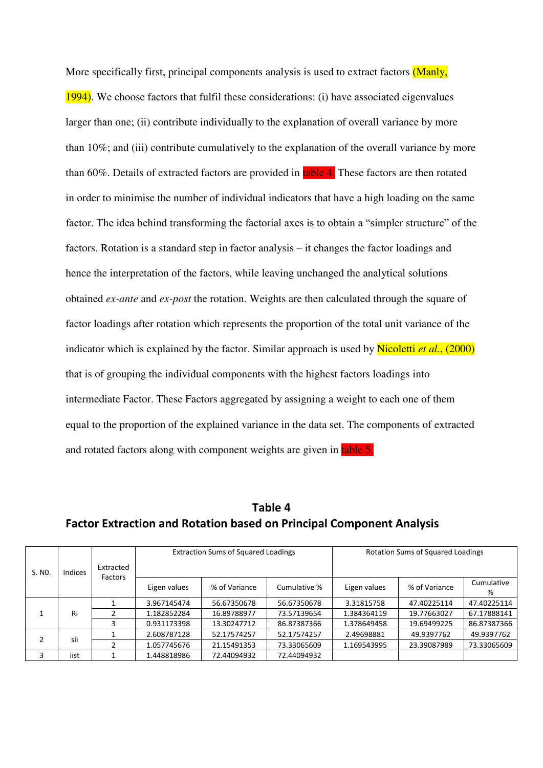More specifically first, principal components analysis is used to extract factors (Manly, 1994). We choose factors that fulfil these considerations: (i) have associated eigenvalues larger than one; (ii) contribute individually to the explanation of overall variance by more than 10%; and (iii) contribute cumulatively to the explanation of the overall variance by more than 60%. Details of extracted factors are provided in table 4. These factors are then rotated in order to minimise the number of individual indicators that have a high loading on the same factor. The idea behind transforming the factorial axes is to obtain a "simpler structure" of the factors. Rotation is a standard step in factor analysis – it changes the factor loadings and hence the interpretation of the factors, while leaving unchanged the analytical solutions obtained *ex-ante* and *ex-post* the rotation. Weights are then calculated through the square of factor loadings after rotation which represents the proportion of the total unit variance of the indicator which is explained by the factor. Similar approach is used by Nicoletti *et al.*, (2000) that is of grouping the individual components with the highest factors loadings into intermediate Factor. These Factors aggregated by assigning a weight to each one of them equal to the proportion of the explained variance in the data set. The components of extracted and rotated factors along with component weights are given in table 5.

## Table 4
## Factor Extraction and Rotation based on Principal Component Analysis

| S. NO. | Indices | Extracted Factors | Extraction Sums of Squared Loadings | | | Rotation Sums of Squared Loadings | | |
|---|---|---|---|---|---|---|---|---|
| | | | Eigen values | % of Variance | Cumulative % | Eigen values | % of Variance | Cumulative % |
| 1 | Ri | 1 | 3.967145474 | 56.67350678 | 56.67350678 | 3.31815758 | 47.40225114 | 47.40225114 |
| | | 2 | 1.182852284 | 16.89788977 | 73.57139654 | 1.384364119 | 19.77663027 | 67.17888141 |
| | | 3 | 0.931173398 | 13.30247712 | 86.87387366 | 1.378649458 | 19.69499225 | 86.87387366 |
| 2 | sii | 1 | 2.608787128 | 52.17574257 | 52.17574257 | 2.49698881 | 49.9397762 | 49.9397762 |
| | | 2 | 1.057745676 | 21.15491353 | 73.33065609 | 1.169543995 | 23.39087989 | 73.33065609 |
| 3 | iist | 1 | 1.448818986 | 72.44094932 | 72.44094932 | | | |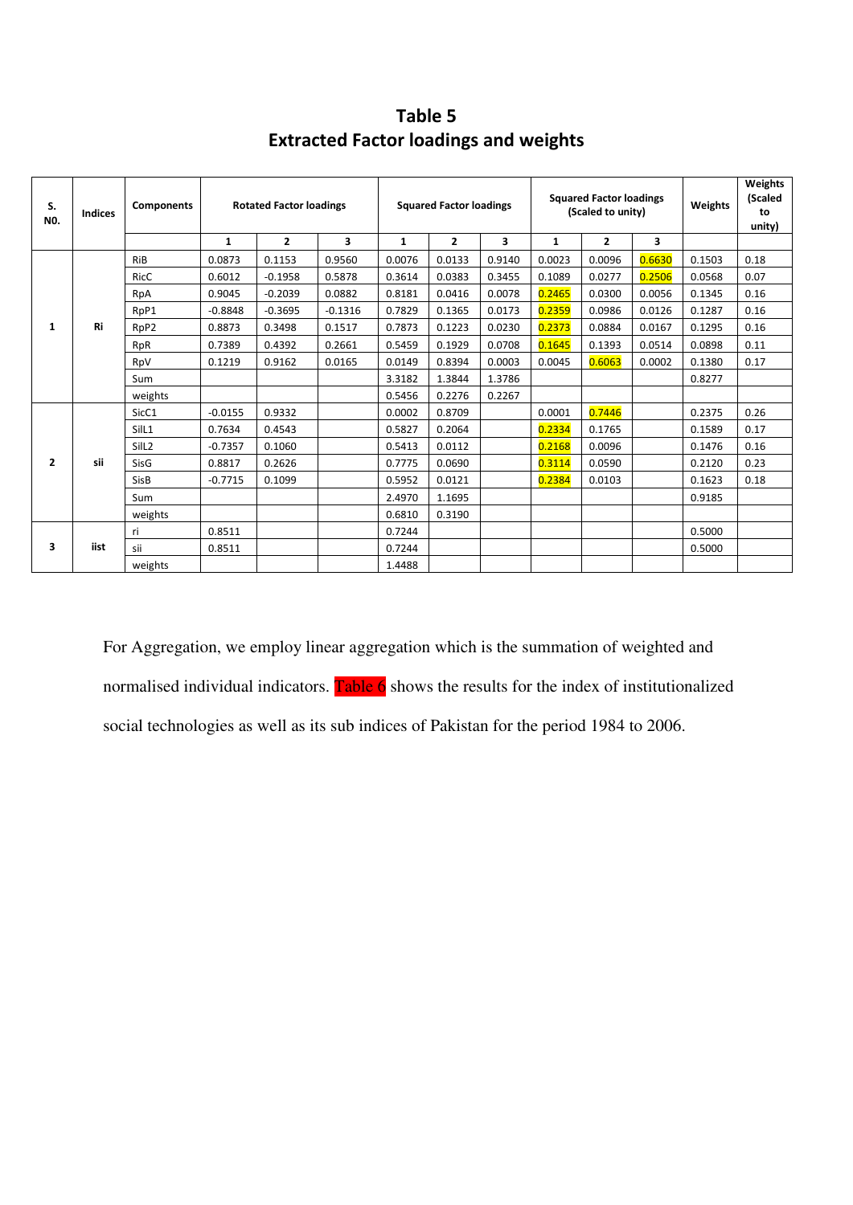# Table 5
## Extracted Factor loadings and weights

| S. NO. | Indices | Components | Rotated Factor loadings | | | Squared Factor loadings | | | Squared Factor loadings (Scaled to unity) | | | Weights | Weights (Scaled to unity) |
|---|---|---|---|---|---|---|---|---|---|---|---|---|---|
| | | | 1 | 2 | 3 | 1 | 2 | 3 | 1 | 2 | 3 | | |
| 1 | Ri | RiB | 0.0873 | 0.1153 | 0.9560 | 0.0076 | 0.0133 | 0.9140 | 0.0023 | 0.0096 | 0.6630 | 0.1503 | 0.18 |
| | | RicC | 0.6012 | -0.1958 | 0.5878 | 0.3614 | 0.0383 | 0.3455 | 0.1089 | 0.0277 | 0.2506 | 0.0568 | 0.07 |
| | | RpA | 0.9045 | -0.2039 | 0.0882 | 0.8181 | 0.0416 | 0.0078 | 0.2465 | 0.0300 | 0.0056 | 0.1345 | 0.16 |
| | | RpP1 | -0.8848 | -0.3695 | -0.1316 | 0.7829 | 0.1365 | 0.0173 | 0.2359 | 0.0986 | 0.0126 | 0.1287 | 0.16 |
| | | RpP2 | 0.8873 | 0.3498 | 0.1517 | 0.7873 | 0.1223 | 0.0230 | 0.2373 | 0.0884 | 0.0167 | 0.1295 | 0.16 |
| | | RpR | 0.7389 | 0.4392 | 0.2661 | 0.5459 | 0.1929 | 0.0708 | 0.1645 | 0.1393 | 0.0514 | 0.0898 | 0.11 |
| | | RpV | 0.1219 | 0.9162 | 0.0165 | 0.0149 | 0.8394 | 0.0003 | 0.0045 | 0.6063 | 0.0002 | 0.1380 | 0.17 |
| | | Sum | | | | 3.3182 | 1.3844 | 1.3786 | | | | 0.8277 | |
| | | weights | | | | 0.5456 | 0.2276 | 0.2267 | | | | | |
| 2 | sii | SicC1 | -0.0155 | 0.9332 | | 0.0002 | 0.8709 | | 0.0001 | 0.7446 | | 0.2375 | 0.26 |
| | | SilL1 | 0.7634 | 0.4543 | | 0.5827 | 0.2064 | | 0.2334 | 0.1765 | | 0.1589 | 0.17 |
| | | SilL2 | -0.7357 | 0.1060 | | 0.5413 | 0.0112 | | 0.2168 | 0.0096 | | 0.1476 | 0.16 |
| | | SisG | 0.8817 | 0.2626 | | 0.7775 | 0.0690 | | 0.3114 | 0.0590 | | 0.2120 | 0.23 |
| | | SisB | -0.7715 | 0.1099 | | 0.5952 | 0.0121 | | 0.2384 | 0.0103 | | 0.1623 | 0.18 |
| | | Sum | | | | 2.4970 | 1.1695 | | | | | 0.9185 | |
| | | weights | | | | 0.6810 | 0.3190 | | | | | | |
| 3 | iist | ri | 0.8511 | | | 0.7244 | | | | | | 0.5000 | |
| | | sii | 0.8511 | | | 0.7244 | | | | | | 0.5000 | |
| | | weights | | | | 1.4488 | | | | | | | |

For Aggregation, we employ linear aggregation which is the summation of weighted and normalised individual indicators. Table 6 shows the results for the index of institutionalized social technologies as well as its sub indices of Pakistan for the period 1984 to 2006.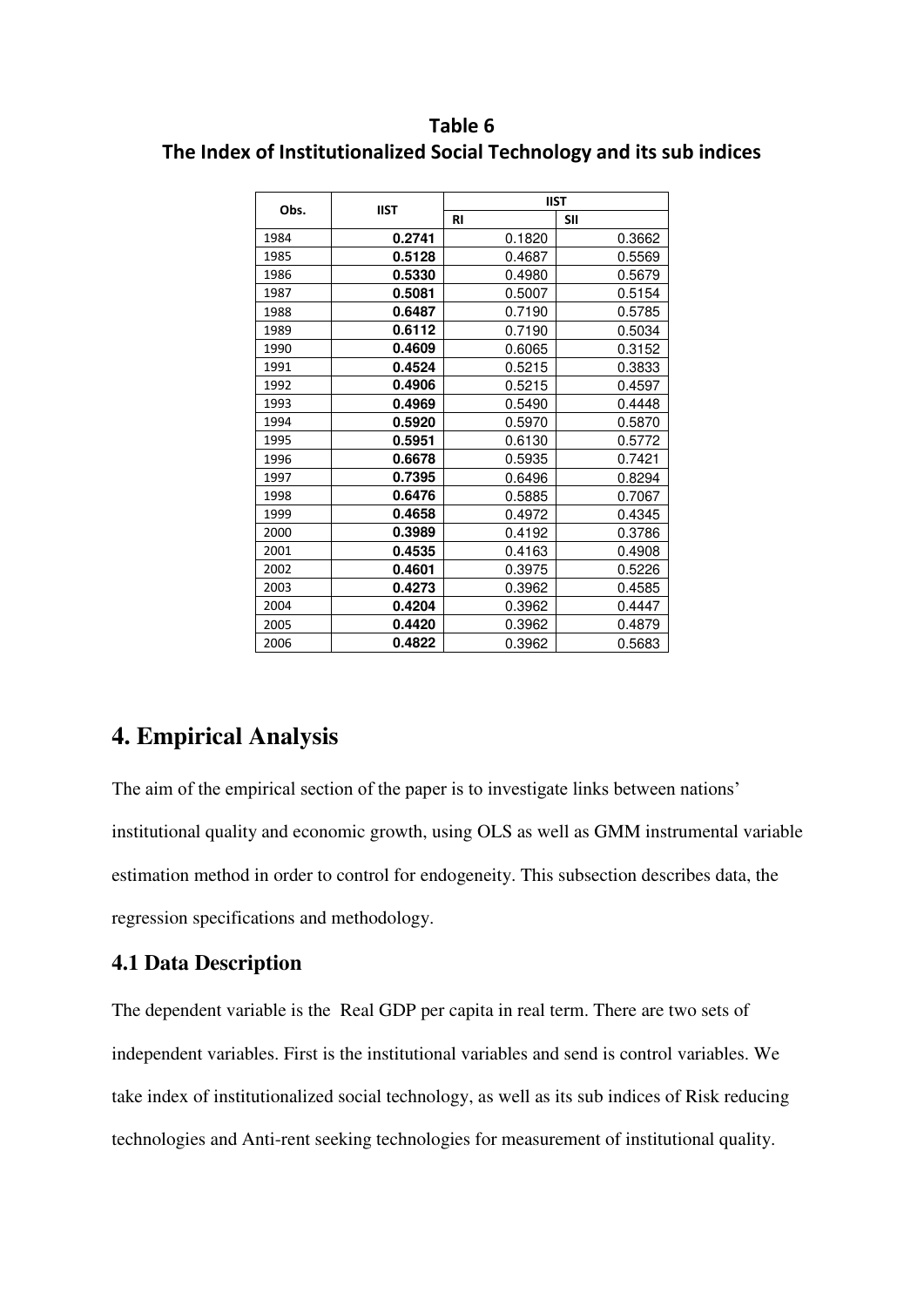**Table 6**
**The Index of Institutionalized Social Technology and its sub indices**

| Obs. | IIST | IIST | |
|---|---|---|---|
| | | RI | SII |
| 1984 | **0.2741** | 0.1820 | 0.3662 |
| 1985 | **0.5128** | 0.4687 | 0.5569 |
| 1986 | **0.5330** | 0.4980 | 0.5679 |
| 1987 | **0.5081** | 0.5007 | 0.5154 |
| 1988 | **0.6487** | 0.7190 | 0.5785 |
| 1989 | **0.6112** | 0.7190 | 0.5034 |
| 1990 | **0.4609** | 0.6065 | 0.3152 |
| 1991 | **0.4524** | 0.5215 | 0.3833 |
| 1992 | **0.4906** | 0.5215 | 0.4597 |
| 1993 | **0.4969** | 0.5490 | 0.4448 |
| 1994 | **0.5920** | 0.5970 | 0.5870 |
| 1995 | **0.5951** | 0.6130 | 0.5772 |
| 1996 | **0.6678** | 0.5935 | 0.7421 |
| 1997 | **0.7395** | 0.6496 | 0.8294 |
| 1998 | **0.6476** | 0.5885 | 0.7067 |
| 1999 | **0.4658** | 0.4972 | 0.4345 |
| 2000 | **0.3989** | 0.4192 | 0.3786 |
| 2001 | **0.4535** | 0.4163 | 0.4908 |
| 2002 | **0.4601** | 0.3975 | 0.5226 |
| 2003 | **0.4273** | 0.3962 | 0.4585 |
| 2004 | **0.4204** | 0.3962 | 0.4447 |
| 2005 | **0.4420** | 0.3962 | 0.4879 |
| 2006 | **0.4822** | 0.3962 | 0.5683 |

# 4. Empirical Analysis

The aim of the empirical section of the paper is to investigate links between nations' institutional quality and economic growth, using OLS as well as GMM instrumental variable estimation method in order to control for endogeneity. This subsection describes data, the regression specifications and methodology.

## 4.1 Data Description

The dependent variable is the Real GDP per capita in real term. There are two sets of independent variables. First is the institutional variables and send is control variables. We take index of institutionalized social technology, as well as its sub indices of Risk reducing technologies and Anti-rent seeking technologies for measurement of institutional quality.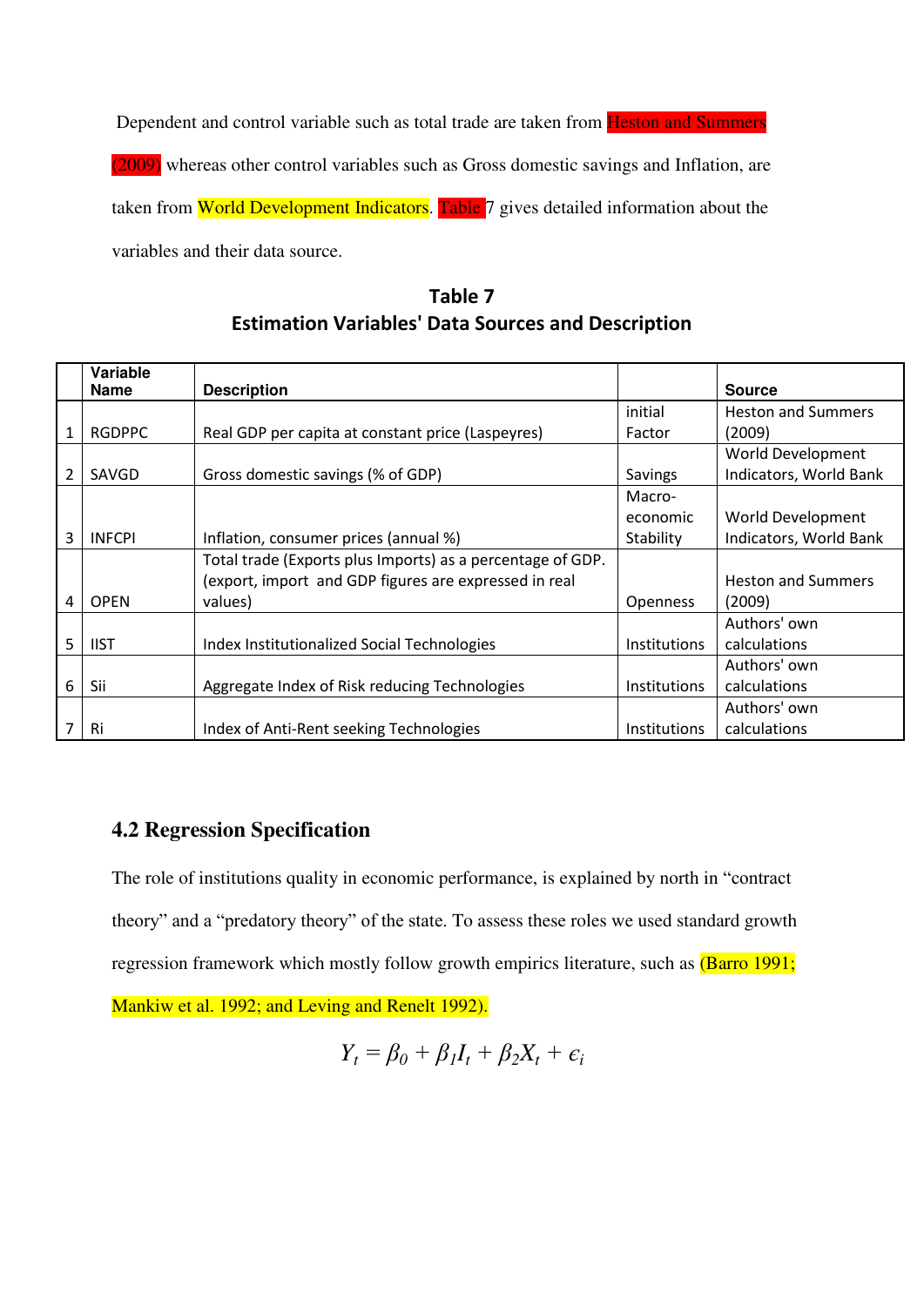Dependent and control variable such as total trade are taken from Heston and Summers (2009) whereas other control variables such as Gross domestic savings and Inflation, are taken from World Development Indicators. Table 7 gives detailed information about the variables and their data source.

**Table 7**
**Estimation Variables' Data Sources and Description**

| | Variable Name | Description | | Source |
|---|---|---|---|---|
| 1 | RGDPPC | Real GDP per capita at constant price (Laspeyres) | initial Factor | Heston and Summers (2009) |
| 2 | SAVGD | Gross domestic savings (% of GDP) | Savings | World Development Indicators, World Bank |
| 3 | INFCPI | Inflation, consumer prices (annual %) | Macro-economic Stability | World Development Indicators, World Bank |
| 4 | OPEN | Total trade (Exports plus Imports) as a percentage of GDP. (export, import and GDP figures are expressed in real values) | Openness | Heston and Summers (2009) |
| 5 | IIST | Index Institutionalized Social Technologies | Institutions | Authors' own calculations |
| 6 | Sii | Aggregate Index of Risk reducing Technologies | Institutions | Authors' own calculations |
| 7 | Ri | Index of Anti-Rent seeking Technologies | Institutions | Authors' own calculations |

### 4.2 Regression Specification

The role of institutions quality in economic performance, is explained by north in "contract theory" and a "predatory theory" of the state. To assess these roles we used standard growth regression framework which mostly follow growth empirics literature, such as (Barro 1991; Mankiw et al. 1992; and Leving and Renelt 1992).

$$Y_t = \beta_0 + \beta_1 I_t + \beta_2 X_t + \epsilon_i$$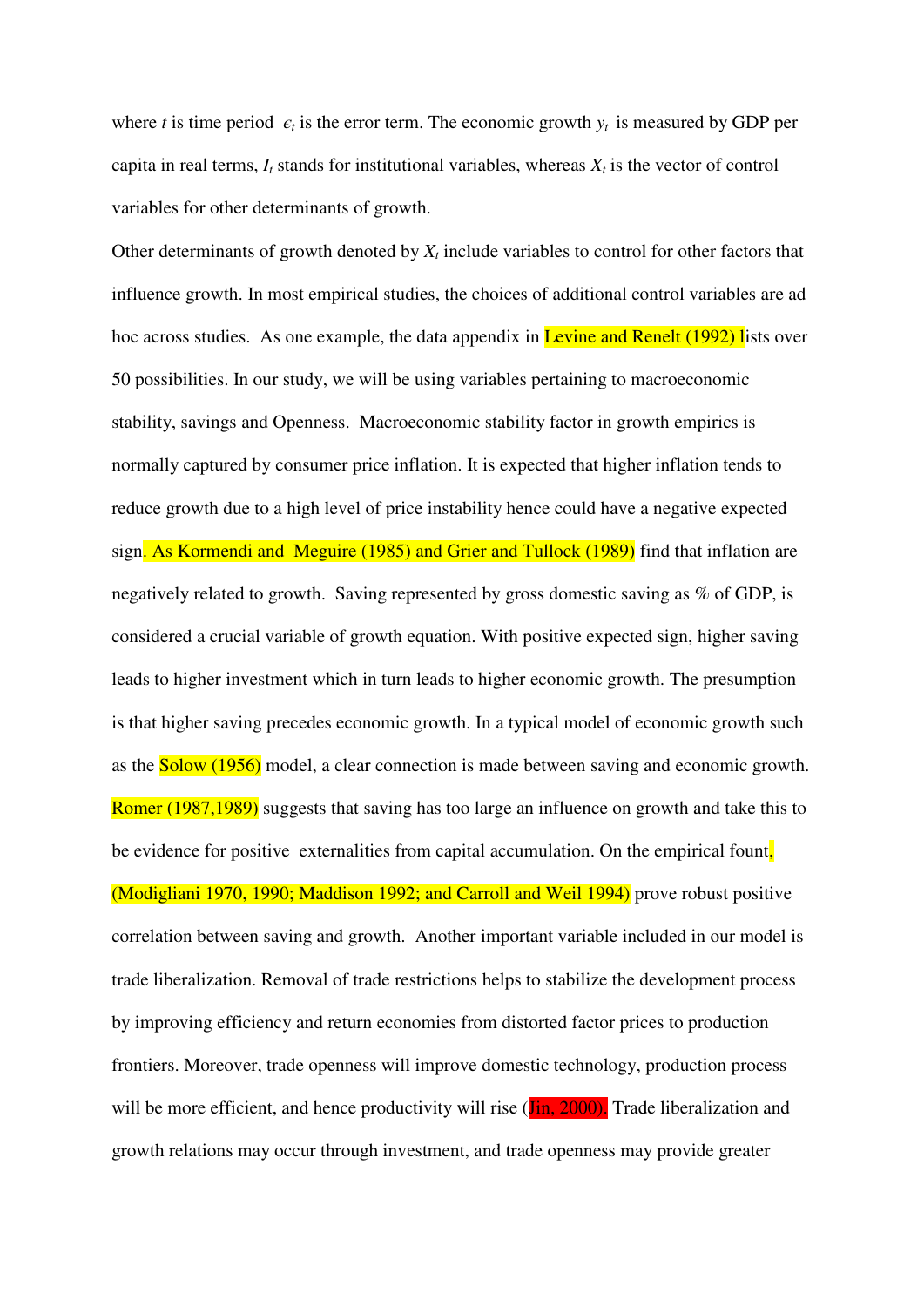where *t* is time period $\epsilon_t$ is the error term. The economic growth $y_t$ is measured by GDP per capita in real terms, $I_t$ stands for institutional variables, whereas $X_t$ is the vector of control variables for other determinants of growth.

Other determinants of growth denoted by $X_t$ include variables to control for other factors that influence growth. In most empirical studies, the choices of additional control variables are ad hoc across studies. As one example, the data appendix in Levine and Renelt (1992) lists over 50 possibilities. In our study, we will be using variables pertaining to macroeconomic stability, savings and Openness. Macroeconomic stability factor in growth empirics is normally captured by consumer price inflation. It is expected that higher inflation tends to reduce growth due to a high level of price instability hence could have a negative expected sign. As Kormendi and Meguire (1985) and Grier and Tullock (1989) find that inflation are negatively related to growth. Saving represented by gross domestic saving as % of GDP, is considered a crucial variable of growth equation. With positive expected sign, higher saving leads to higher investment which in turn leads to higher economic growth. The presumption is that higher saving precedes economic growth. In a typical model of economic growth such as the Solow (1956) model, a clear connection is made between saving and economic growth. Romer (1987,1989) suggests that saving has too large an influence on growth and take this to be evidence for positive externalities from capital accumulation. On the empirical fount, (Modigliani 1970, 1990; Maddison 1992; and Carroll and Weil 1994) prove robust positive correlation between saving and growth. Another important variable included in our model is trade liberalization. Removal of trade restrictions helps to stabilize the development process by improving efficiency and return economies from distorted factor prices to production frontiers. Moreover, trade openness will improve domestic technology, production process will be more efficient, and hence productivity will rise (Jin, 2000). Trade liberalization and growth relations may occur through investment, and trade openness may provide greater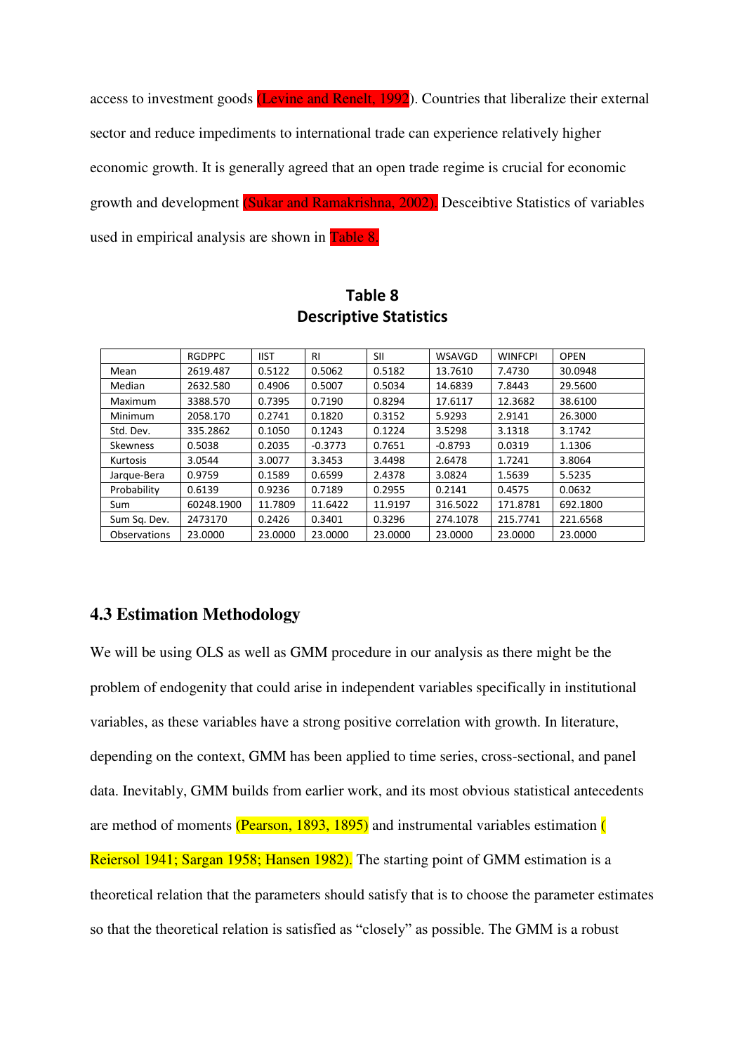access to investment goods (Levine and Renelt, 1992). Countries that liberalize their external sector and reduce impediments to international trade can experience relatively higher economic growth. It is generally agreed that an open trade regime is crucial for economic growth and development (Sukar and Ramakrishna, 2002). Desceibtive Statistics of variables used in empirical analysis are shown in Table 8.

**Table 8**
**Descriptive Statistics**

| | RGDPPC | IIST | RI | SII | WSAVGD | WINFCPI | OPEN |
|---|---|---|---|---|---|---|---|
| Mean | 2619.487 | 0.5122 | 0.5062 | 0.5182 | 13.7610 | 7.4730 | 30.0948 |
| Median | 2632.580 | 0.4906 | 0.5007 | 0.5034 | 14.6839 | 7.8443 | 29.5600 |
| Maximum | 3388.570 | 0.7395 | 0.7190 | 0.8294 | 17.6117 | 12.3682 | 38.6100 |
| Minimum | 2058.170 | 0.2741 | 0.1820 | 0.3152 | 5.9293 | 2.9141 | 26.3000 |
| Std. Dev. | 335.2862 | 0.1050 | 0.1243 | 0.1224 | 3.5298 | 3.1318 | 3.1742 |
| Skewness | 0.5038 | 0.2035 | -0.3773 | 0.7651 | -0.8793 | 0.0319 | 1.1306 |
| Kurtosis | 3.0544 | 3.0077 | 3.3453 | 3.4498 | 2.6478 | 1.7241 | 3.8064 |
| Jarque-Bera | 0.9759 | 0.1589 | 0.6599 | 2.4378 | 3.0824 | 1.5639 | 5.5235 |
| Probability | 0.6139 | 0.9236 | 0.7189 | 0.2955 | 0.2141 | 0.4575 | 0.0632 |
| Sum | 60248.1900 | 11.7809 | 11.6422 | 11.9197 | 316.5022 | 171.8781 | 692.1800 |
| Sum Sq. Dev. | 2473170 | 0.2426 | 0.3401 | 0.3296 | 274.1078 | 215.7741 | 221.6568 |
| Observations | 23.0000 | 23.0000 | 23.0000 | 23.0000 | 23.0000 | 23.0000 | 23.0000 |

### 4.3 Estimation Methodology

We will be using OLS as well as GMM procedure in our analysis as there might be the problem of endogenity that could arise in independent variables specifically in institutional variables, as these variables have a strong positive correlation with growth. In literature, depending on the context, GMM has been applied to time series, cross-sectional, and panel data. Inevitably, GMM builds from earlier work, and its most obvious statistical antecedents are method of moments (Pearson, 1893, 1895) and instrumental variables estimation ( Reiersol 1941; Sargan 1958; Hansen 1982). The starting point of GMM estimation is a theoretical relation that the parameters should satisfy that is to choose the parameter estimates so that the theoretical relation is satisfied as "closely" as possible. The GMM is a robust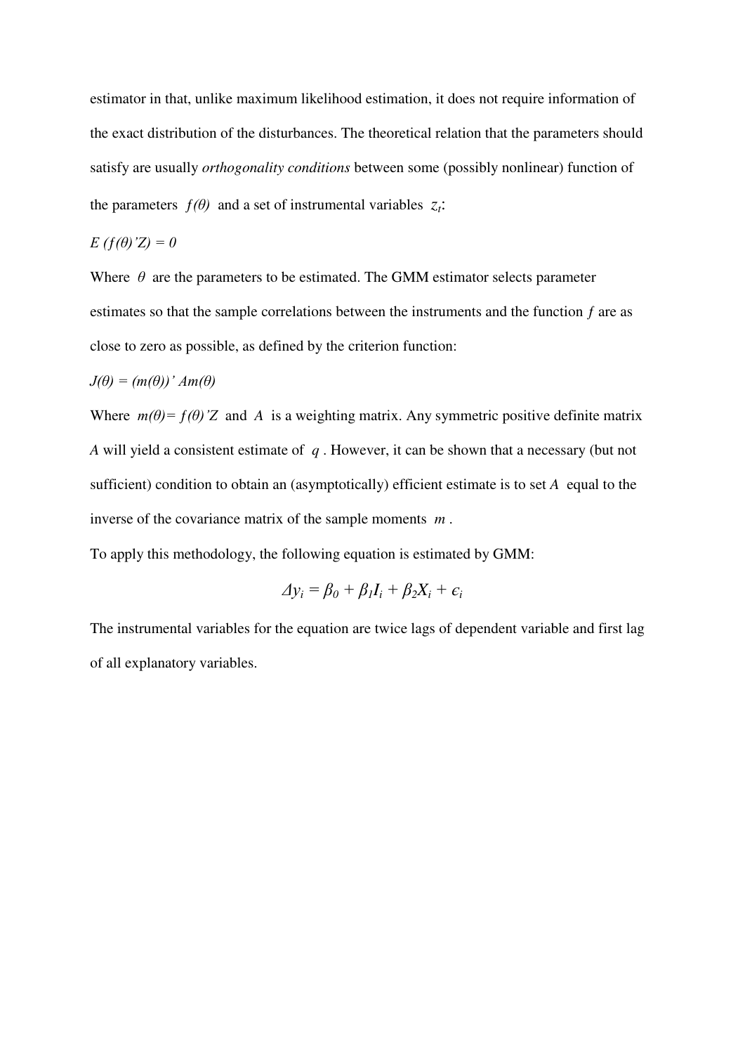estimator in that, unlike maximum likelihood estimation, it does not require information of the exact distribution of the disturbances. The theoretical relation that the parameters should satisfy are usually *orthogonality conditions* between some (possibly nonlinear) function of the parameters $f(\theta)$ and a set of instrumental variables $z_t$:

$E(f(\theta)'Z) = 0$

Where $\theta$ are the parameters to be estimated. The GMM estimator selects parameter estimates so that the sample correlations between the instruments and the function $f$ are as close to zero as possible, as defined by the criterion function:

$J(\theta) = (m(\theta))' Am(\theta)$

Where $m(\theta) = f(\theta)'Z$ and $A$ is a weighting matrix. Any symmetric positive definite matrix $A$ will yield a consistent estimate of $q$. However, it can be shown that a necessary (but not sufficient) condition to obtain an (asymptotically) efficient estimate is to set $A$ equal to the inverse of the covariance matrix of the sample moments $m$.

To apply this methodology, the following equation is estimated by GMM:

$$\Delta y_i = \beta_0 + \beta_1 I_i + \beta_2 X_i + \epsilon_i$$

The instrumental variables for the equation are twice lags of dependent variable and first lag of all explanatory variables.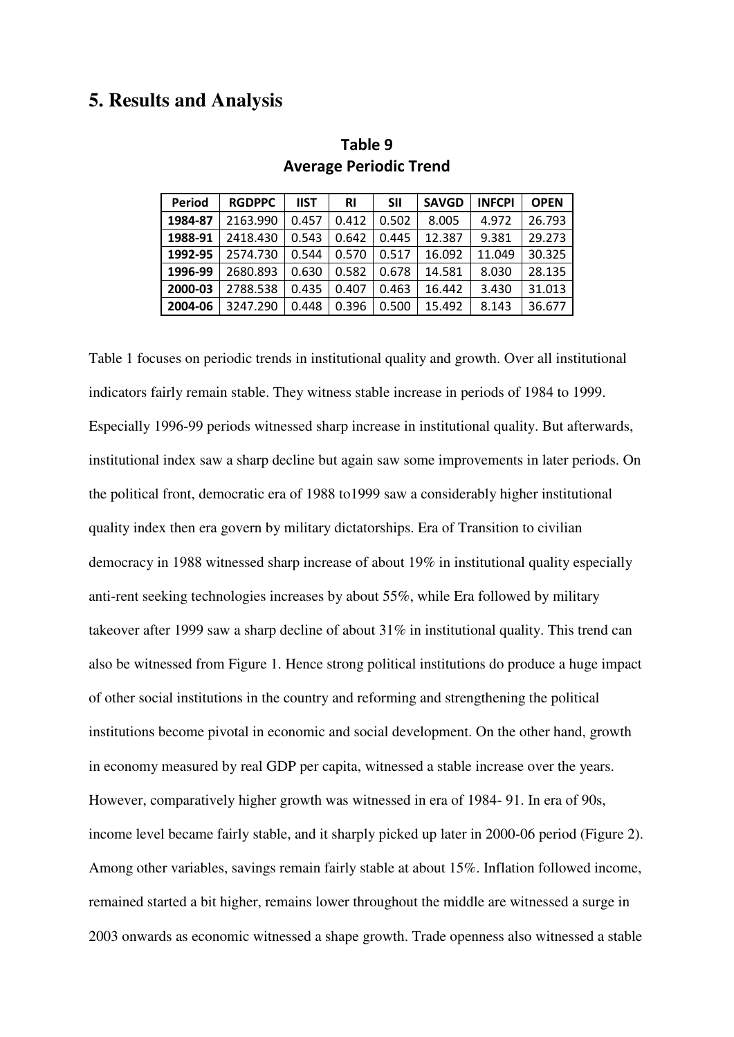## 5. Results and Analysis

**Table 9**
**Average Periodic Trend**

| Period | RGDPPC | IIST | RI | SII | SAVGD | INFCPI | OPEN |
|---|---|---|---|---|---|---|---|
| 1984-87 | 2163.990 | 0.457 | 0.412 | 0.502 | 8.005 | 4.972 | 26.793 |
| 1988-91 | 2418.430 | 0.543 | 0.642 | 0.445 | 12.387 | 9.381 | 29.273 |
| 1992-95 | 2574.730 | 0.544 | 0.570 | 0.517 | 16.092 | 11.049 | 30.325 |
| 1996-99 | 2680.893 | 0.630 | 0.582 | 0.678 | 14.581 | 8.030 | 28.135 |
| 2000-03 | 2788.538 | 0.435 | 0.407 | 0.463 | 16.442 | 3.430 | 31.013 |
| 2004-06 | 3247.290 | 0.448 | 0.396 | 0.500 | 15.492 | 8.143 | 36.677 |

Table 1 focuses on periodic trends in institutional quality and growth. Over all institutional indicators fairly remain stable. They witness stable increase in periods of 1984 to 1999. Especially 1996-99 periods witnessed sharp increase in institutional quality. But afterwards, institutional index saw a sharp decline but again saw some improvements in later periods. On the political front, democratic era of 1988 to1999 saw a considerably higher institutional quality index then era govern by military dictatorships. Era of Transition to civilian democracy in 1988 witnessed sharp increase of about 19% in institutional quality especially anti-rent seeking technologies increases by about 55%, while Era followed by military takeover after 1999 saw a sharp decline of about 31% in institutional quality. This trend can also be witnessed from Figure 1. Hence strong political institutions do produce a huge impact of other social institutions in the country and reforming and strengthening the political institutions become pivotal in economic and social development. On the other hand, growth in economy measured by real GDP per capita, witnessed a stable increase over the years. However, comparatively higher growth was witnessed in era of 1984- 91. In era of 90s, income level became fairly stable, and it sharply picked up later in 2000-06 period (Figure 2). Among other variables, savings remain fairly stable at about 15%. Inflation followed income, remained started a bit higher, remains lower throughout the middle are witnessed a surge in 2003 onwards as economic witnessed a shape growth. Trade openness also witnessed a stable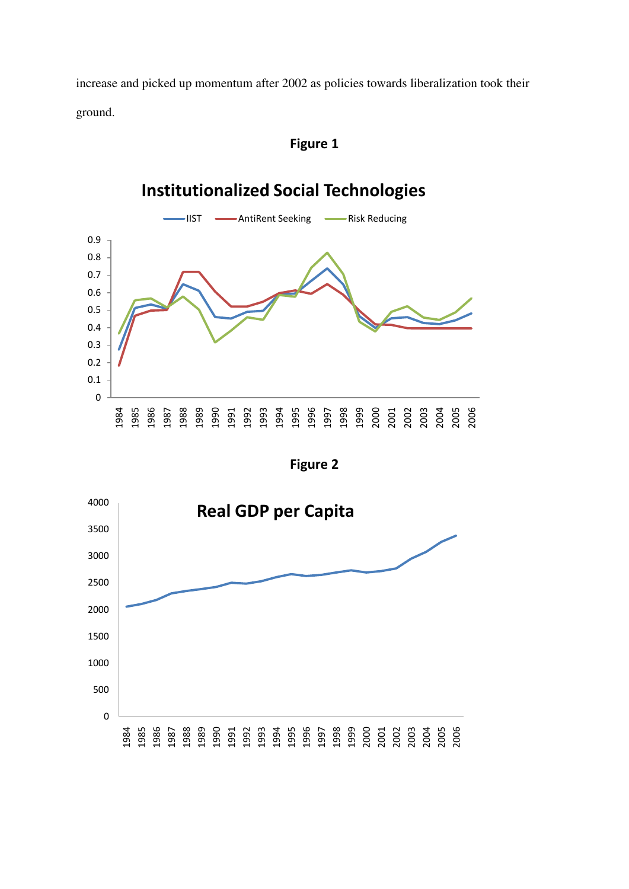increase and picked up momentum after 2002 as policies towards liberalization took their ground.

**Figure 1**

**Figure 2**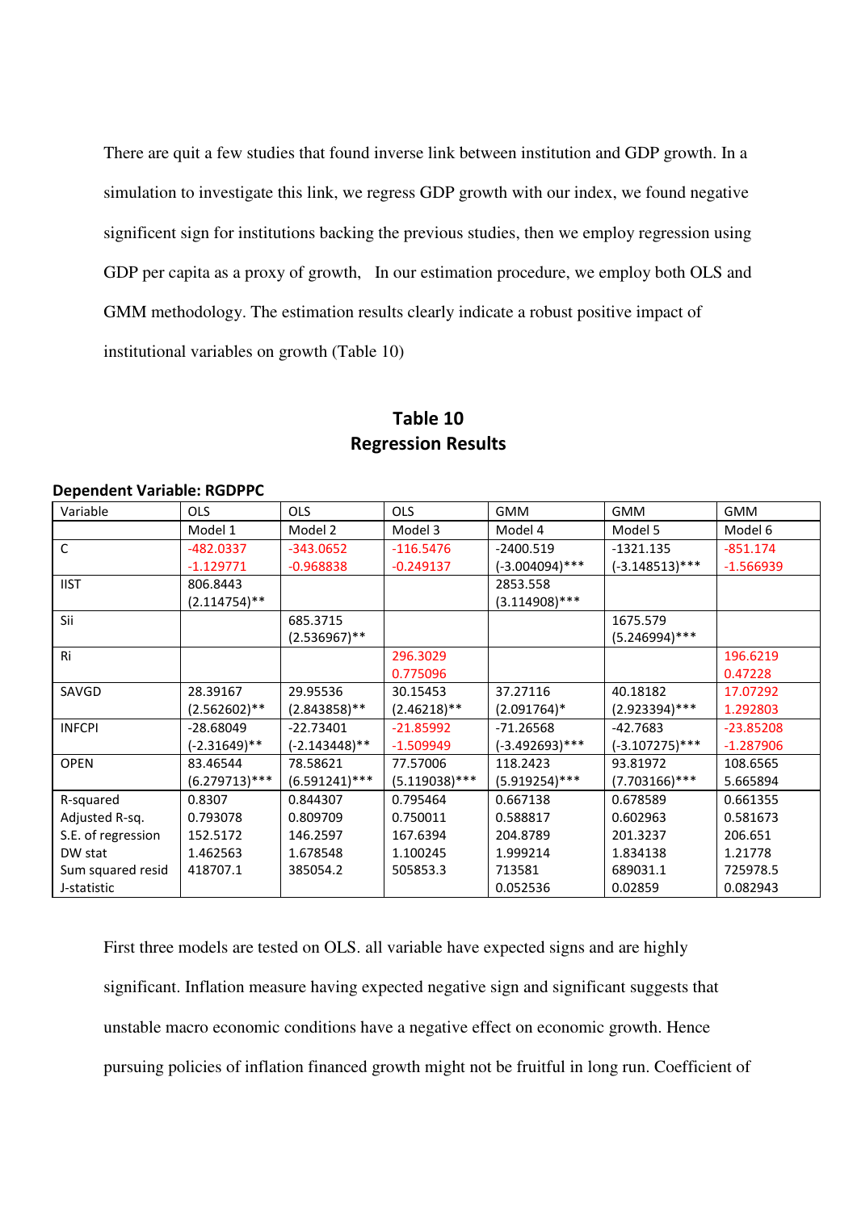There are quit a few studies that found inverse link between institution and GDP growth. In a simulation to investigate this link, we regress GDP growth with our index, we found negative significent sign for institutions backing the previous studies, then we employ regression using GDP per capita as a proxy of growth,   In our estimation procedure, we employ both OLS and GMM methodology. The estimation results clearly indicate a robust positive impact of institutional variables on growth (Table 10)

## Table 10
## Regression Results

**Dependent Variable: RGDPPC**

| Variable | OLS | OLS | OLS | GMM | GMM | GMM |
|---|---|---|---|---|---|---|
| | Model 1 | Model 2 | Model 3 | Model 4 | Model 5 | Model 6 |
| C | -482.0337<br>-1.129771 | -343.0652<br>-0.968838 | -116.5476<br>-0.249137 | -2400.519<br>(-3.004094)*** | -1321.135<br>(-3.148513)*** | -851.174<br>-1.566939 |
| IIST | 806.8443<br>(2.114754)** | | | 2853.558<br>(3.114908)*** | | |
| Sii | | 685.3715<br>(2.536967)** | | | 1675.579<br>(5.246994)*** | |
| Ri | | | 296.3029<br>0.775096 | | | 196.6219<br>0.47228 |
| SAVGD | 28.39167<br>(2.562602)** | 29.95536<br>(2.843858)** | 30.15453<br>(2.46218)** | 37.27116<br>(2.091764)* | 40.18182<br>(2.923394)*** | 17.07292<br>1.292803 |
| INFCPI | -28.68049<br>(-2.31649)** | -22.73401<br>(-2.143448)** | -21.85992<br>-1.509949 | -71.26568<br>(-3.492693)*** | -42.7683<br>(-3.107275)*** | -23.85208<br>-1.287906 |
| OPEN | 83.46544<br>(6.279713)*** | 78.58621<br>(6.591241)*** | 77.57006<br>(5.119038)*** | 118.2423<br>(5.919254)*** | 93.81972<br>(7.703166)*** | 108.6565<br>5.665894 |
| R-squared | 0.8307 | 0.844307 | 0.795464 | 0.667138 | 0.678589 | 0.661355 |
| Adjusted R-sq. | 0.793078 | 0.809709 | 0.750011 | 0.588817 | 0.602963 | 0.581673 |
| S.E. of regression | 152.5172 | 146.2597 | 167.6394 | 204.8789 | 201.3237 | 206.651 |
| DW stat | 1.462563 | 1.678548 | 1.100245 | 1.999214 | 1.834138 | 1.21778 |
| Sum squared resid | 418707.1 | 385054.2 | 505853.3 | 713581 | 689031.1 | 725978.5 |
| J-statistic | | | | 0.052536 | 0.02859 | 0.082943 |

First three models are tested on OLS. all variable have expected signs and are highly significant. Inflation measure having expected negative sign and significant suggests that unstable macro economic conditions have a negative effect on economic growth. Hence pursuing policies of inflation financed growth might not be fruitful in long run. Coefficient of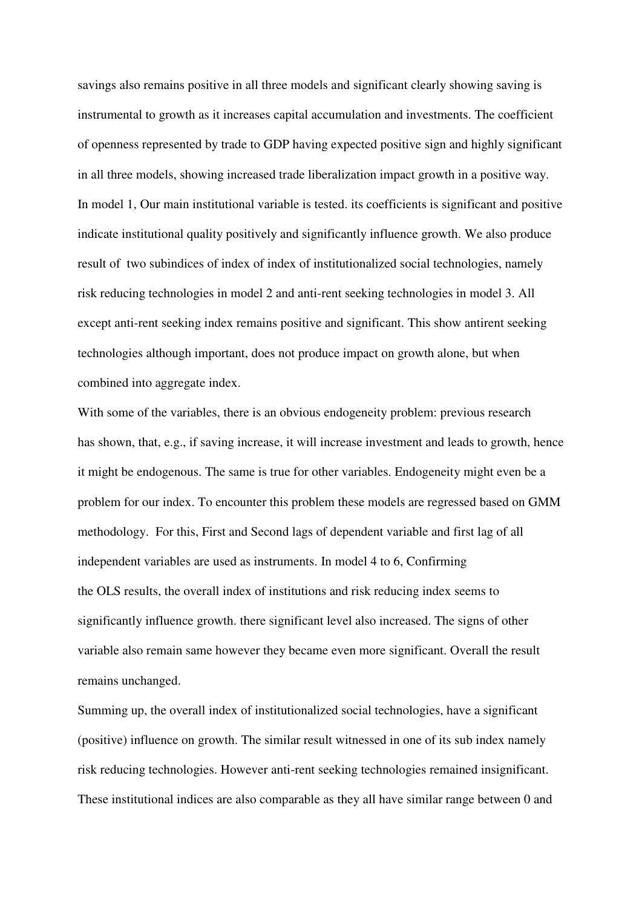savings also remains positive in all three models and significant clearly showing saving is instrumental to growth as it increases capital accumulation and investments. The coefficient of openness represented by trade to GDP having expected positive sign and highly significant in all three models, showing increased trade liberalization impact growth in a positive way. In model 1, Our main institutional variable is tested. its coefficients is significant and positive indicate institutional quality positively and significantly influence growth. We also produce result of two subindices of index of index of institutionalized social technologies, namely risk reducing technologies in model 2 and anti-rent seeking technologies in model 3. All except anti-rent seeking index remains positive and significant. This show antirent seeking technologies although important, does not produce impact on growth alone, but when combined into aggregate index.

With some of the variables, there is an obvious endogeneity problem: previous research has shown, that, e.g., if saving increase, it will increase investment and leads to growth, hence it might be endogenous. The same is true for other variables. Endogeneity might even be a problem for our index. To encounter this problem these models are regressed based on GMM methodology. For this, First and Second lags of dependent variable and first lag of all independent variables are used as instruments. In model 4 to 6, Confirming the OLS results, the overall index of institutions and risk reducing index seems to significantly influence growth. there significant level also increased. The signs of other variable also remain same however they became even more significant. Overall the result remains unchanged.

Summing up, the overall index of institutionalized social technologies, have a significant (positive) influence on growth. The similar result witnessed in one of its sub index namely risk reducing technologies. However anti-rent seeking technologies remained insignificant. These institutional indices are also comparable as they all have similar range between 0 and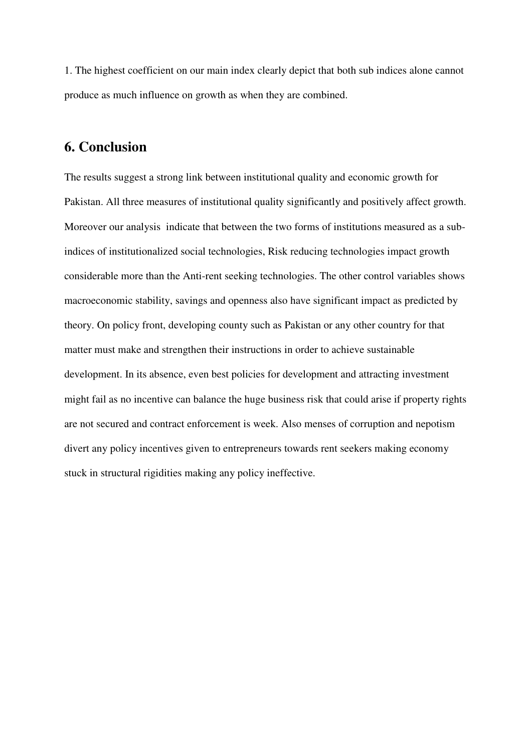1. The highest coefficient on our main index clearly depict that both sub indices alone cannot produce as much influence on growth as when they are combined.

## 6. Conclusion

The results suggest a strong link between institutional quality and economic growth for Pakistan. All three measures of institutional quality significantly and positively affect growth. Moreover our analysis indicate that between the two forms of institutions measured as a sub-indices of institutionalized social technologies, Risk reducing technologies impact growth considerable more than the Anti-rent seeking technologies. The other control variables shows macroeconomic stability, savings and openness also have significant impact as predicted by theory. On policy front, developing county such as Pakistan or any other country for that matter must make and strengthen their instructions in order to achieve sustainable development. In its absence, even best policies for development and attracting investment might fail as no incentive can balance the huge business risk that could arise if property rights are not secured and contract enforcement is week. Also menses of corruption and nepotism divert any policy incentives given to entrepreneurs towards rent seekers making economy stuck in structural rigidities making any policy ineffective.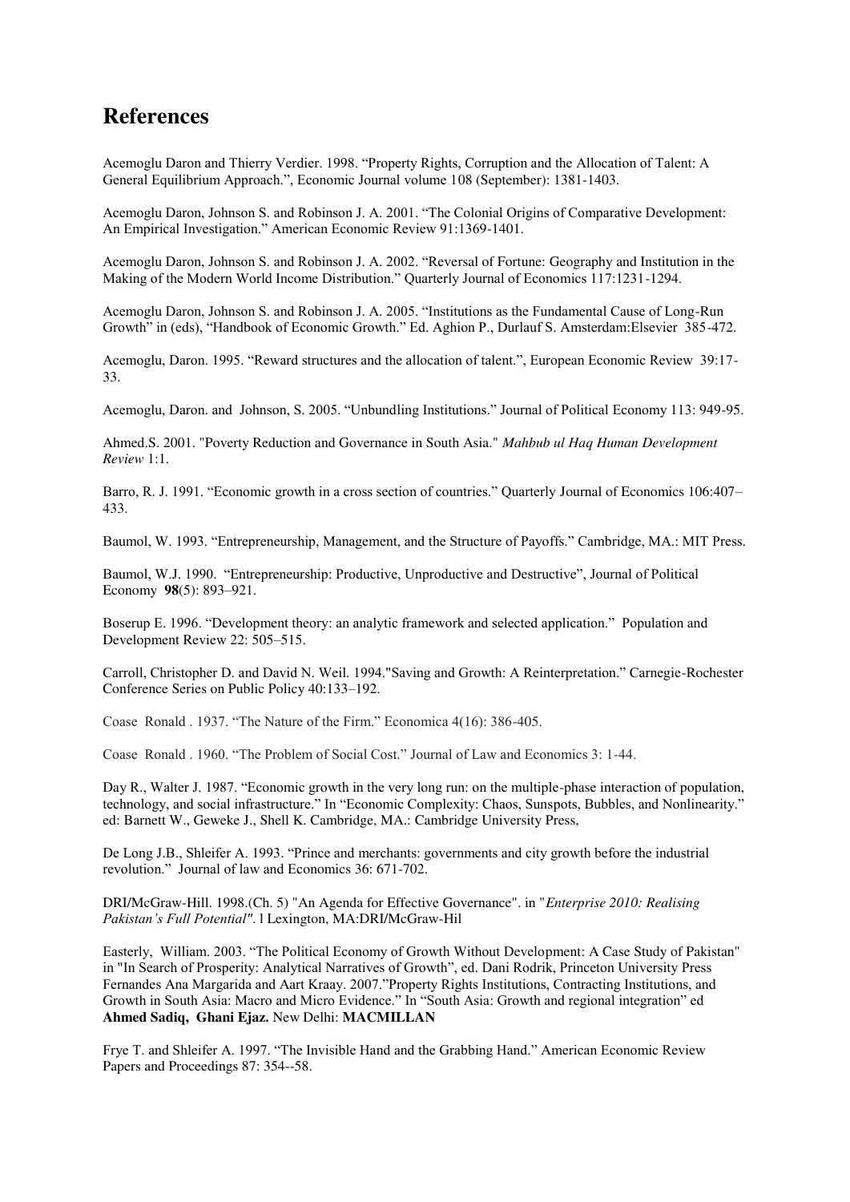## References

Acemoglu Daron and Thierry Verdier. 1998. "Property Rights, Corruption and the Allocation of Talent: A General Equilibrium Approach.", Economic Journal volume 108 (September): 1381-1403.

Acemoglu Daron, Johnson S. and Robinson J. A. 2001. "The Colonial Origins of Comparative Development: An Empirical Investigation." American Economic Review 91:1369-1401.

Acemoglu Daron, Johnson S. and Robinson J. A. 2002. "Reversal of Fortune: Geography and Institution in the Making of the Modern World Income Distribution." Quarterly Journal of Economics 117:1231-1294.

Acemoglu Daron, Johnson S. and Robinson J. A. 2005. "Institutions as the Fundamental Cause of Long-Run Growth" in (eds), "Handbook of Economic Growth." Ed. Aghion P., Durlauf S. Amsterdam:Elsevier 385-472.

Acemoglu, Daron. 1995. "Reward structures and the allocation of talent.", European Economic Review 39:17-33.

Acemoglu, Daron. and Johnson, S. 2005. "Unbundling Institutions." Journal of Political Economy 113: 949-95.

Ahmed.S. 2001. "Poverty Reduction and Governance in South Asia." *Mahbub ul Haq Human Development Review* 1:1.

Barro, R. J. 1991. "Economic growth in a cross section of countries." Quarterly Journal of Economics 106:407–433.

Baumol, W. 1993. "Entrepreneurship, Management, and the Structure of Payoffs." Cambridge, MA.: MIT Press.

Baumol, W.J. 1990. "Entrepreneurship: Productive, Unproductive and Destructive", Journal of Political Economy **98**(5): 893–921.

Boserup E. 1996. "Development theory: an analytic framework and selected application." Population and Development Review 22: 505–515.

Carroll, Christopher D. and David N. Weil. 1994."Saving and Growth: A Reinterpretation." Carnegie-Rochester Conference Series on Public Policy 40:133–192.

Coase Ronald . 1937. "The Nature of the Firm." Economica 4(16): 386-405.

Coase Ronald . 1960. "The Problem of Social Cost." Journal of Law and Economics 3: 1-44.

Day R., Walter J. 1987. "Economic growth in the very long run: on the multiple-phase interaction of population, technology, and social infrastructure." In "Economic Complexity: Chaos, Sunspots, Bubbles, and Nonlinearity." ed: Barnett W., Geweke J., Shell K. Cambridge, MA.: Cambridge University Press,

De Long J.B., Shleifer A. 1993. "Prince and merchants: governments and city growth before the industrial revolution." Journal of law and Economics 36: 671-702.

DRI/McGraw-Hill. 1998.(Ch. 5) "An Agenda for Effective Governance". in "*Enterprise 2010: Realising Pakistan's Full Potential"*. l Lexington, MA:DRI/McGraw-Hil

Easterly, William. 2003. "The Political Economy of Growth Without Development: A Case Study of Pakistan" in "In Search of Prosperity: Analytical Narratives of Growth", ed. Dani Rodrik, Princeton University Press Fernandes Ana Margarida and Aart Kraay. 2007."Property Rights Institutions, Contracting Institutions, and Growth in South Asia: Macro and Micro Evidence." In "South Asia: Growth and regional integration" ed **Ahmed Sadiq, Ghani Ejaz.** New Delhi: **MACMILLAN**

Frye T. and Shleifer A. 1997. "The Invisible Hand and the Grabbing Hand." American Economic Review Papers and Proceedings 87: 354--58.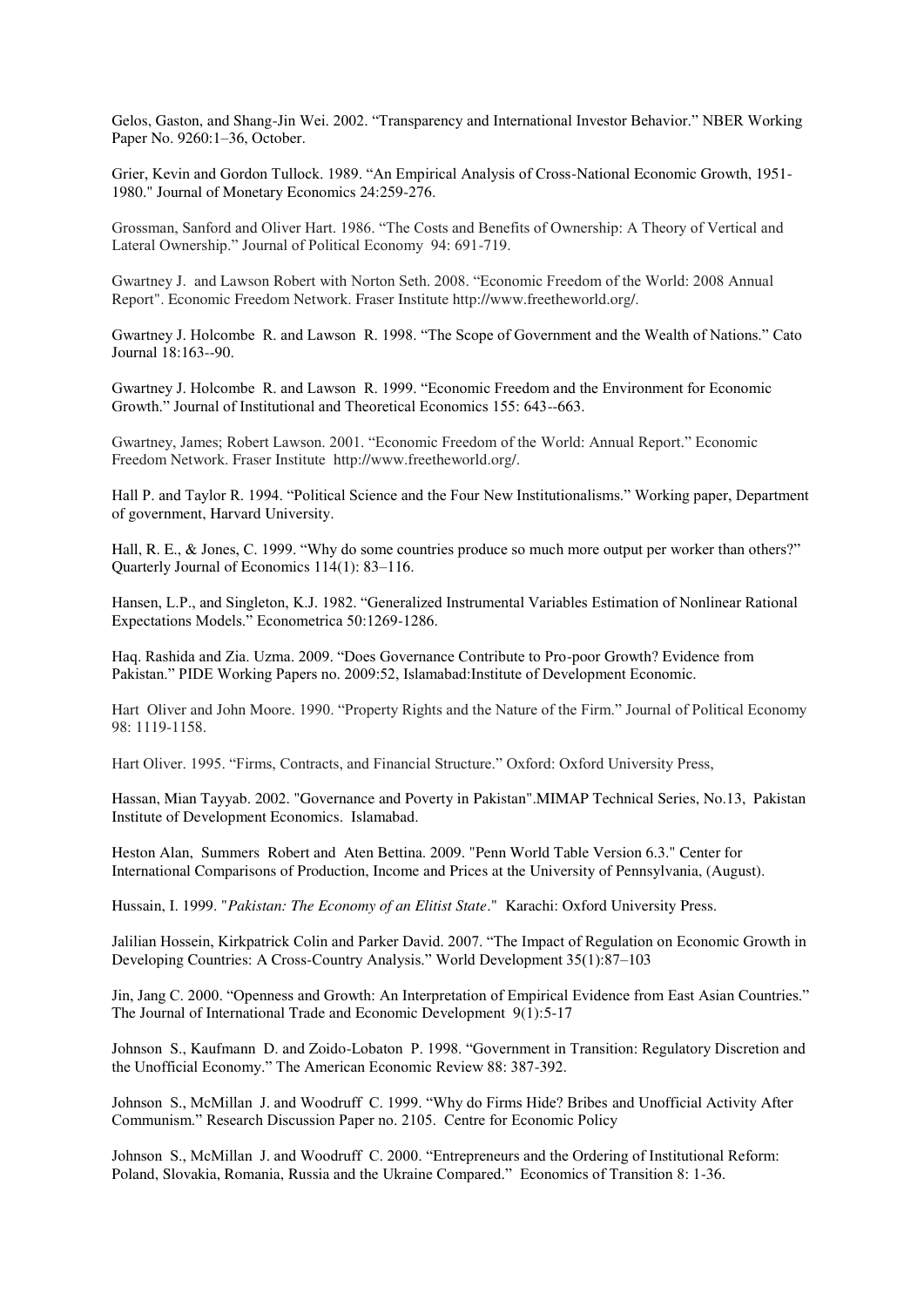Gelos, Gaston, and Shang-Jin Wei. 2002. "Transparency and International Investor Behavior." NBER Working Paper No. 9260:1–36, October.

Grier, Kevin and Gordon Tullock. 1989. "An Empirical Analysis of Cross-National Economic Growth, 1951-1980." Journal of Monetary Economics 24:259-276.

Grossman, Sanford and Oliver Hart. 1986. "The Costs and Benefits of Ownership: A Theory of Vertical and Lateral Ownership." Journal of Political Economy 94: 691-719.

Gwartney J. and Lawson Robert with Norton Seth. 2008. "Economic Freedom of the World: 2008 Annual Report". Economic Freedom Network. Fraser Institute http://www.freetheworld.org/.

Gwartney J. Holcombe R. and Lawson R. 1998. "The Scope of Government and the Wealth of Nations." Cato Journal 18:163--90.

Gwartney J. Holcombe R. and Lawson R. 1999. "Economic Freedom and the Environment for Economic Growth." Journal of Institutional and Theoretical Economics 155: 643--663.

Gwartney, James; Robert Lawson. 2001. "Economic Freedom of the World: Annual Report." Economic Freedom Network. Fraser Institute http://www.freetheworld.org/.

Hall P. and Taylor R. 1994. "Political Science and the Four New Institutionalisms." Working paper, Department of government, Harvard University.

Hall, R. E., & Jones, C. 1999. "Why do some countries produce so much more output per worker than others?" Quarterly Journal of Economics 114(1): 83–116.

Hansen, L.P., and Singleton, K.J. 1982. "Generalized Instrumental Variables Estimation of Nonlinear Rational Expectations Models." Econometrica 50:1269-1286.

Haq. Rashida and Zia. Uzma. 2009. "Does Governance Contribute to Pro-poor Growth? Evidence from Pakistan." PIDE Working Papers no. 2009:52, Islamabad:Institute of Development Economic.

Hart Oliver and John Moore. 1990. "Property Rights and the Nature of the Firm." Journal of Political Economy 98: 1119-1158.

Hart Oliver. 1995. "Firms, Contracts, and Financial Structure." Oxford: Oxford University Press,

Hassan, Mian Tayyab. 2002. "Governance and Poverty in Pakistan".MIMAP Technical Series, No.13, Pakistan Institute of Development Economics. Islamabad.

Heston Alan, Summers Robert and Aten Bettina. 2009. "Penn World Table Version 6.3." Center for International Comparisons of Production, Income and Prices at the University of Pennsylvania, (August).

Hussain, I. 1999. "*Pakistan: The Economy of an Elitist State*." Karachi: Oxford University Press.

Jalilian Hossein, Kirkpatrick Colin and Parker David. 2007. "The Impact of Regulation on Economic Growth in Developing Countries: A Cross-Country Analysis." World Development 35(1):87–103

Jin, Jang C. 2000. "Openness and Growth: An Interpretation of Empirical Evidence from East Asian Countries." The Journal of International Trade and Economic Development 9(1):5-17

Johnson S., Kaufmann D. and Zoido-Lobaton P. 1998. "Government in Transition: Regulatory Discretion and the Unofficial Economy." The American Economic Review 88: 387-392.

Johnson S., McMillan J. and Woodruff C. 1999. "Why do Firms Hide? Bribes and Unofficial Activity After Communism." Research Discussion Paper no. 2105. Centre for Economic Policy

Johnson S., McMillan J. and Woodruff C. 2000. "Entrepreneurs and the Ordering of Institutional Reform: Poland, Slovakia, Romania, Russia and the Ukraine Compared." Economics of Transition 8: 1-36.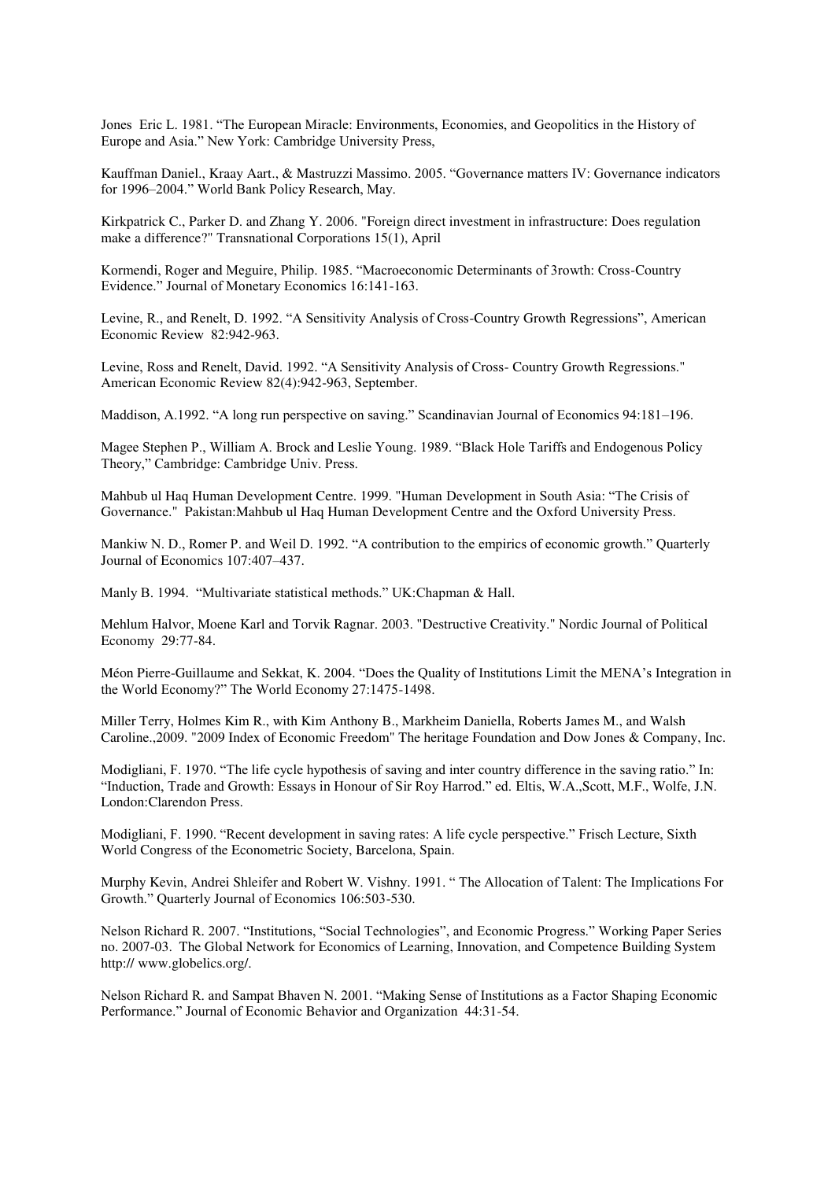Jones Eric L. 1981. “The European Miracle: Environments, Economies, and Geopolitics in the History of Europe and Asia.” New York: Cambridge University Press,

Kauffman Daniel., Kraay Aart., & Mastruzzi Massimo. 2005. “Governance matters IV: Governance indicators for 1996–2004.” World Bank Policy Research, May.

Kirkpatrick C., Parker D. and Zhang Y. 2006. "Foreign direct investment in infrastructure: Does regulation make a difference?" Transnational Corporations 15(1), April

Kormendi, Roger and Meguire, Philip. 1985. “Macroeconomic Determinants of 3rowth: Cross-Country Evidence.” Journal of Monetary Economics 16:141-163.

Levine, R., and Renelt, D. 1992. “A Sensitivity Analysis of Cross-Country Growth Regressions”, American Economic Review 82:942-963.

Levine, Ross and Renelt, David. 1992. “A Sensitivity Analysis of Cross- Country Growth Regressions." American Economic Review 82(4):942-963, September.

Maddison, A.1992. “A long run perspective on saving.” Scandinavian Journal of Economics 94:181–196.

Magee Stephen P., William A. Brock and Leslie Young. 1989. “Black Hole Tariffs and Endogenous Policy Theory,” Cambridge: Cambridge Univ. Press.

Mahbub ul Haq Human Development Centre. 1999. "Human Development in South Asia: “The Crisis of Governance." Pakistan:Mahbub ul Haq Human Development Centre and the Oxford University Press.

Mankiw N. D., Romer P. and Weil D. 1992. “A contribution to the empirics of economic growth.” Quarterly Journal of Economics 107:407–437.

Manly B. 1994. “Multivariate statistical methods.” UK:Chapman & Hall.

Mehlum Halvor, Moene Karl and Torvik Ragnar. 2003. "Destructive Creativity." Nordic Journal of Political Economy 29:77-84.

Méon Pierre-Guillaume and Sekkat, K. 2004. “Does the Quality of Institutions Limit the MENA’s Integration in the World Economy?” The World Economy 27:1475-1498.

Miller Terry, Holmes Kim R., with Kim Anthony B., Markheim Daniella, Roberts James M., and Walsh Caroline.,2009. "2009 Index of Economic Freedom" The heritage Foundation and Dow Jones & Company, Inc.

Modigliani, F. 1970. “The life cycle hypothesis of saving and inter country difference in the saving ratio.” In: “Induction, Trade and Growth: Essays in Honour of Sir Roy Harrod.” ed. Eltis, W.A.,Scott, M.F., Wolfe, J.N. London:Clarendon Press.

Modigliani, F. 1990. “Recent development in saving rates: A life cycle perspective.” Frisch Lecture, Sixth World Congress of the Econometric Society, Barcelona, Spain.

Murphy Kevin, Andrei Shleifer and Robert W. Vishny. 1991. “ The Allocation of Talent: The Implications For Growth.” Quarterly Journal of Economics 106:503-530.

Nelson Richard R. 2007. “Institutions, “Social Technologies”, and Economic Progress.” Working Paper Series no. 2007-03. The Global Network for Economics of Learning, Innovation, and Competence Building System http:// www.globelics.org/.

Nelson Richard R. and Sampat Bhaven N. 2001. “Making Sense of Institutions as a Factor Shaping Economic Performance.” Journal of Economic Behavior and Organization 44:31-54.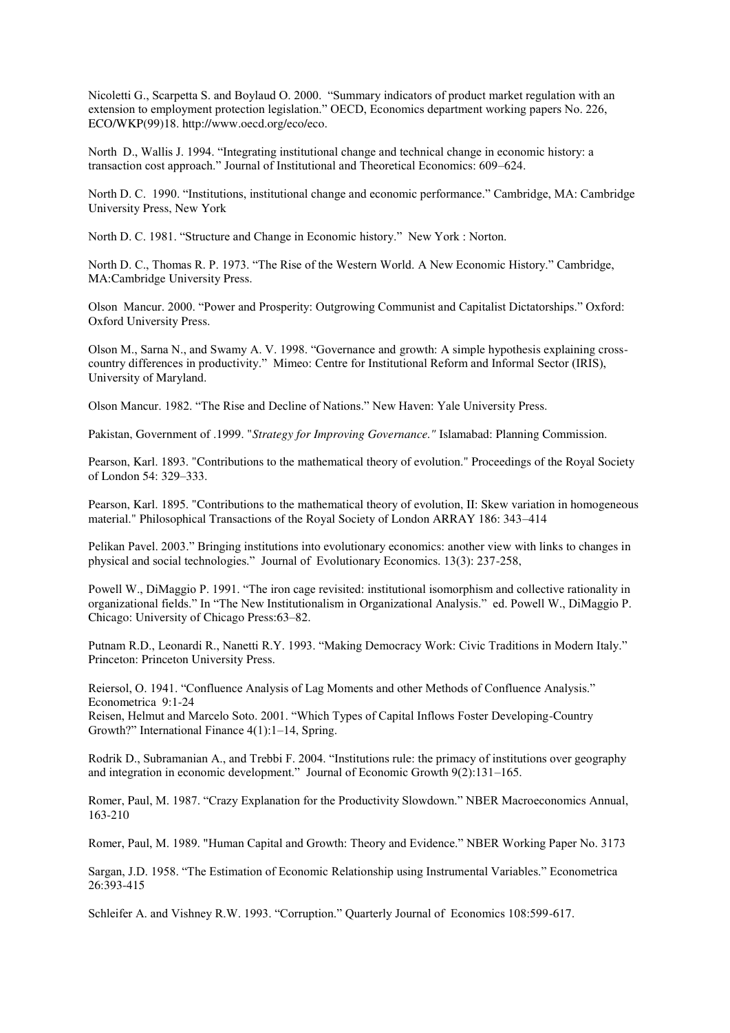Nicoletti G., Scarpetta S. and Boylaud O. 2000. "Summary indicators of product market regulation with an extension to employment protection legislation." OECD, Economics department working papers No. 226, ECO/WKP(99)18. http://www.oecd.org/eco/eco.

North D., Wallis J. 1994. "Integrating institutional change and technical change in economic history: a transaction cost approach." Journal of Institutional and Theoretical Economics: 609–624.

North D. C. 1990. "Institutions, institutional change and economic performance." Cambridge, MA: Cambridge University Press, New York

North D. C. 1981. "Structure and Change in Economic history." New York : Norton.

North D. C., Thomas R. P. 1973. "The Rise of the Western World. A New Economic History." Cambridge, MA:Cambridge University Press.

Olson Mancur. 2000. "Power and Prosperity: Outgrowing Communist and Capitalist Dictatorships." Oxford: Oxford University Press.

Olson M., Sarna N., and Swamy A. V. 1998. "Governance and growth: A simple hypothesis explaining cross-country differences in productivity." Mimeo: Centre for Institutional Reform and Informal Sector (IRIS), University of Maryland.

Olson Mancur. 1982. "The Rise and Decline of Nations." New Haven: Yale University Press.

Pakistan, Government of .1999. "*Strategy for Improving Governance."* Islamabad: Planning Commission.

Pearson, Karl. 1893. "Contributions to the mathematical theory of evolution." Proceedings of the Royal Society of London 54: 329–333.

Pearson, Karl. 1895. "Contributions to the mathematical theory of evolution, II: Skew variation in homogeneous material." Philosophical Transactions of the Royal Society of London ARRAY 186: 343–414

Pelikan Pavel. 2003." Bringing institutions into evolutionary economics: another view with links to changes in physical and social technologies." Journal of Evolutionary Economics. 13(3): 237-258,

Powell W., DiMaggio P. 1991. "The iron cage revisited: institutional isomorphism and collective rationality in organizational fields." In "The New Institutionalism in Organizational Analysis." ed. Powell W., DiMaggio P. Chicago: University of Chicago Press:63–82.

Putnam R.D., Leonardi R., Nanetti R.Y. 1993. "Making Democracy Work: Civic Traditions in Modern Italy." Princeton: Princeton University Press.

Reiersol, O. 1941. "Confluence Analysis of Lag Moments and other Methods of Confluence Analysis." Econometrica 9:1-24

Reisen, Helmut and Marcelo Soto. 2001. "Which Types of Capital Inflows Foster Developing-Country Growth?" International Finance 4(1):1–14, Spring.

Rodrik D., Subramanian A., and Trebbi F. 2004. "Institutions rule: the primacy of institutions over geography and integration in economic development." Journal of Economic Growth 9(2):131–165.

Romer, Paul, M. 1987. "Crazy Explanation for the Productivity Slowdown." NBER Macroeconomics Annual, 163-210

Romer, Paul, M. 1989. "Human Capital and Growth: Theory and Evidence." NBER Working Paper No. 3173

Sargan, J.D. 1958. "The Estimation of Economic Relationship using Instrumental Variables." Econometrica 26:393-415

Schleifer A. and Vishney R.W. 1993. "Corruption." Quarterly Journal of Economics 108:599-617.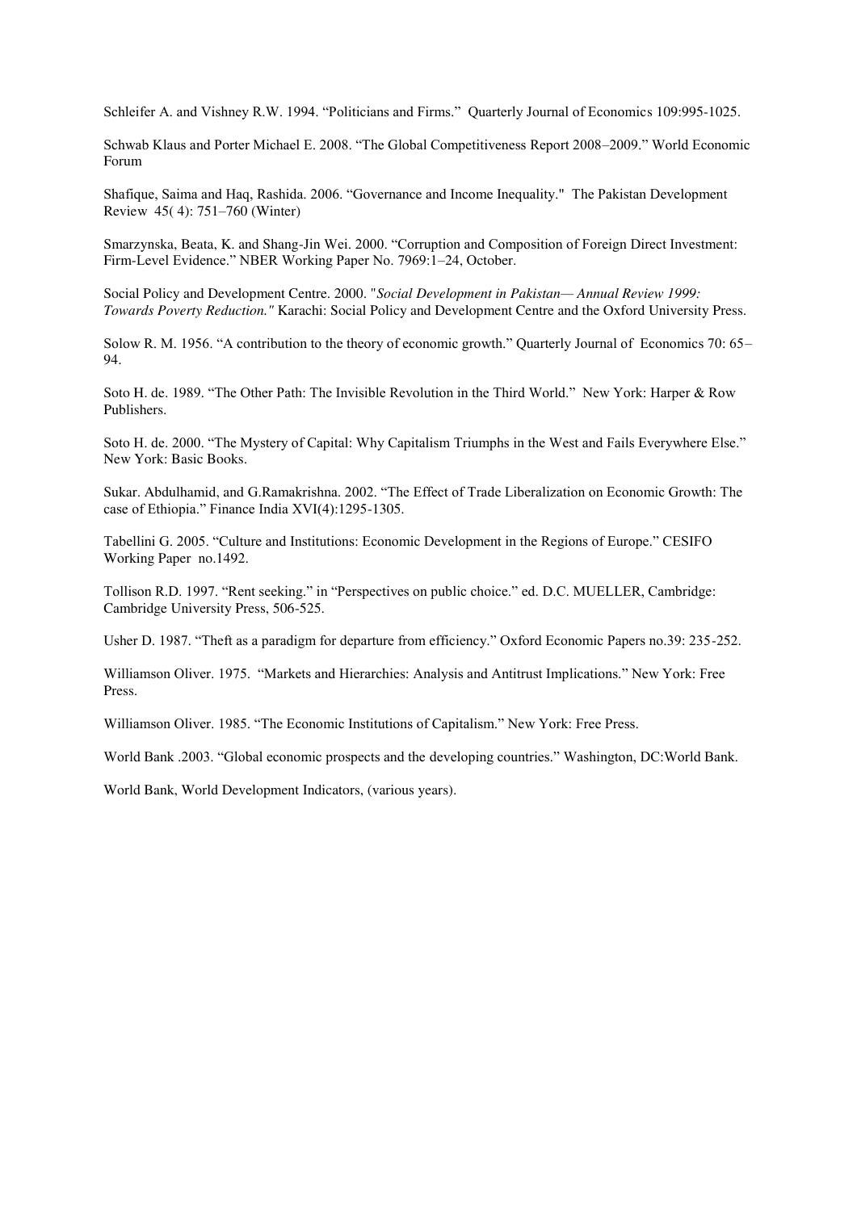Schleifer A. and Vishney R.W. 1994. “Politicians and Firms.” Quarterly Journal of Economics 109:995-1025.

Schwab Klaus and Porter Michael E. 2008. “The Global Competitiveness Report 2008–2009.” World Economic Forum

Shafique, Saima and Haq, Rashida. 2006. “Governance and Income Inequality." The Pakistan Development Review 45( 4): 751–760 (Winter)

Smarzynska, Beata, K. and Shang-Jin Wei. 2000. “Corruption and Composition of Foreign Direct Investment: Firm-Level Evidence.” NBER Working Paper No. 7969:1–24, October.

Social Policy and Development Centre. 2000. "*Social Development in Pakistan— Annual Review 1999: Towards Poverty Reduction."* Karachi: Social Policy and Development Centre and the Oxford University Press.

Solow R. M. 1956. “A contribution to the theory of economic growth.” Quarterly Journal of Economics 70: 65–94.

Soto H. de. 1989. “The Other Path: The Invisible Revolution in the Third World.” New York: Harper & Row Publishers.

Soto H. de. 2000. “The Mystery of Capital: Why Capitalism Triumphs in the West and Fails Everywhere Else.” New York: Basic Books.

Sukar. Abdulhamid, and G.Ramakrishna. 2002. “The Effect of Trade Liberalization on Economic Growth: The case of Ethiopia.” Finance India XVI(4):1295-1305.

Tabellini G. 2005. “Culture and Institutions: Economic Development in the Regions of Europe.” CESIFO Working Paper no.1492.

Tollison R.D. 1997. “Rent seeking.” in “Perspectives on public choice.” ed. D.C. MUELLER, Cambridge: Cambridge University Press, 506-525.

Usher D. 1987. “Theft as a paradigm for departure from efficiency.” Oxford Economic Papers no.39: 235-252.

Williamson Oliver. 1975. “Markets and Hierarchies: Analysis and Antitrust Implications.” New York: Free Press.

Williamson Oliver. 1985. “The Economic Institutions of Capitalism.” New York: Free Press.

World Bank .2003. “Global economic prospects and the developing countries.” Washington, DC:World Bank.

World Bank, World Development Indicators, (various years).